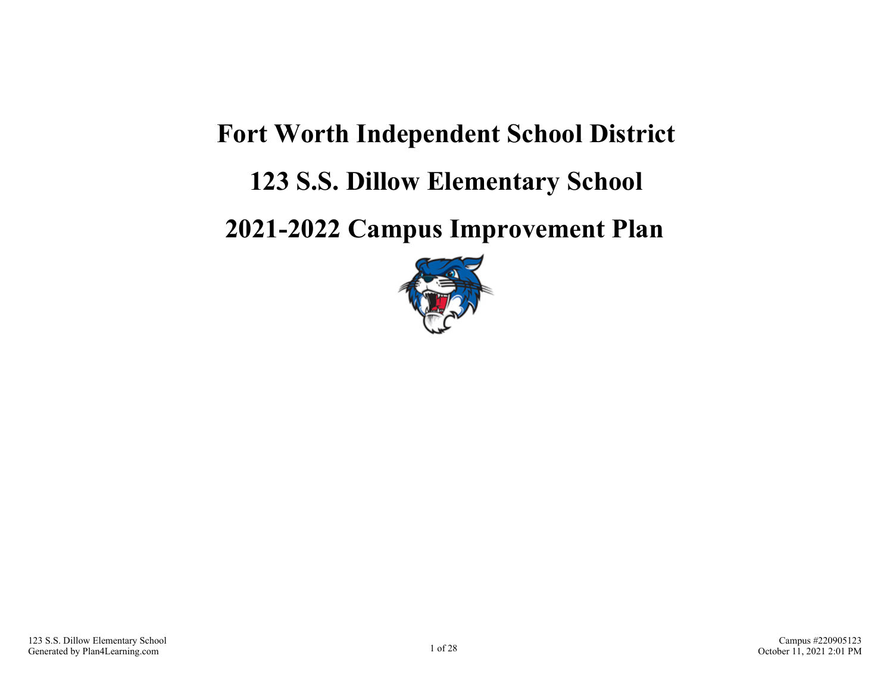# Fort Worth Independent School District

# 123 S.S. Dillow Elementary School

# 2021-2022 Campus Improvement Plan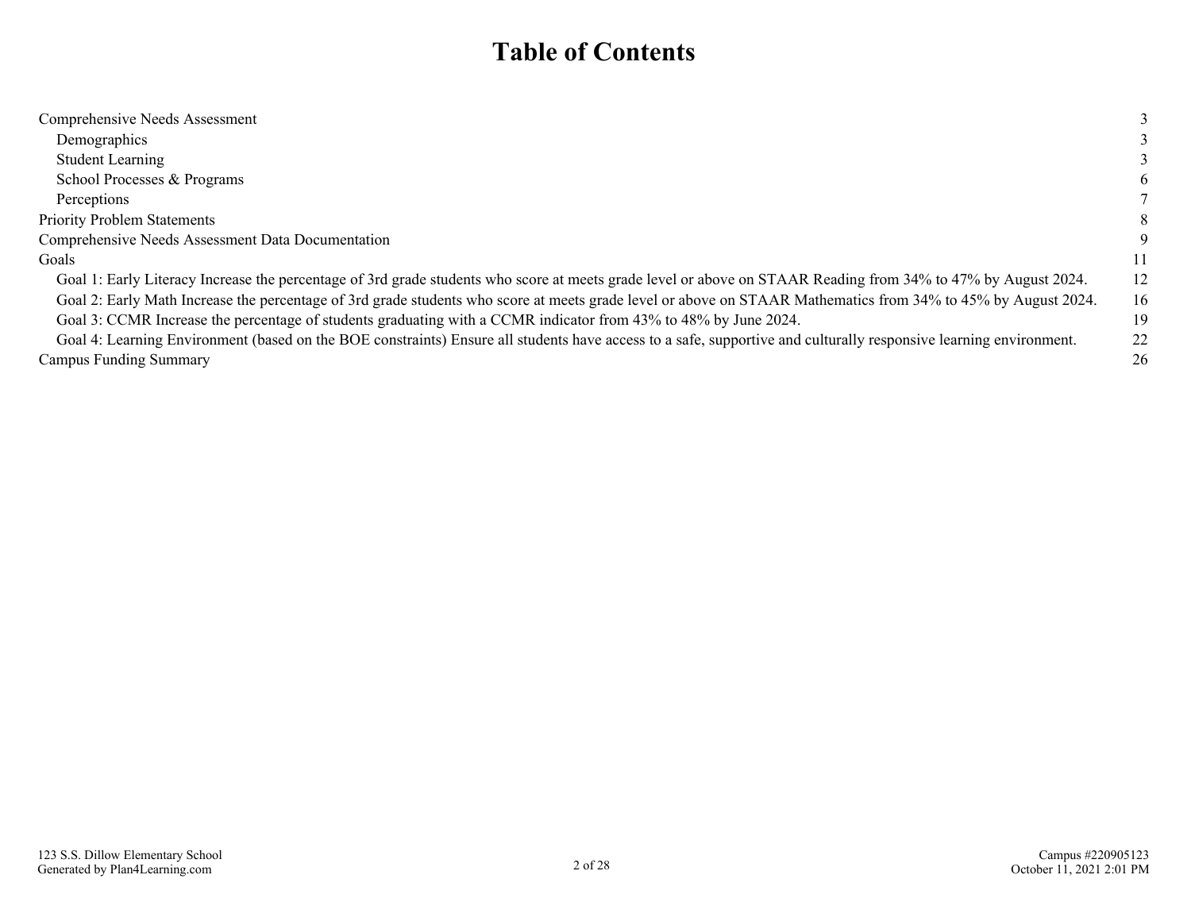# Table of Contents

| | |
|---|---|
| Comprehensive Needs Assessment | 3 |
| Demographics | 3 |
| Student Learning | 3 |
| School Processes & Programs | 6 |
| Perceptions | 7 |
| Priority Problem Statements | 8 |
| Comprehensive Needs Assessment Data Documentation | 9 |
| Goals | 11 |
| Goal 1: Early Literacy Increase the percentage of 3rd grade students who score at meets grade level or above on STAAR Reading from 34% to 47% by August 2024. | 12 |
| Goal 2: Early Math Increase the percentage of 3rd grade students who score at meets grade level or above on STAAR Mathematics from 34% to 45% by August 2024. | 16 |
| Goal 3: CCMR Increase the percentage of students graduating with a CCMR indicator from 43% to 48% by June 2024. | 19 |
| Goal 4: Learning Environment (based on the BOE constraints) Ensure all students have access to a safe, supportive and culturally responsive learning environment. | 22 |
| Campus Funding Summary | 26 |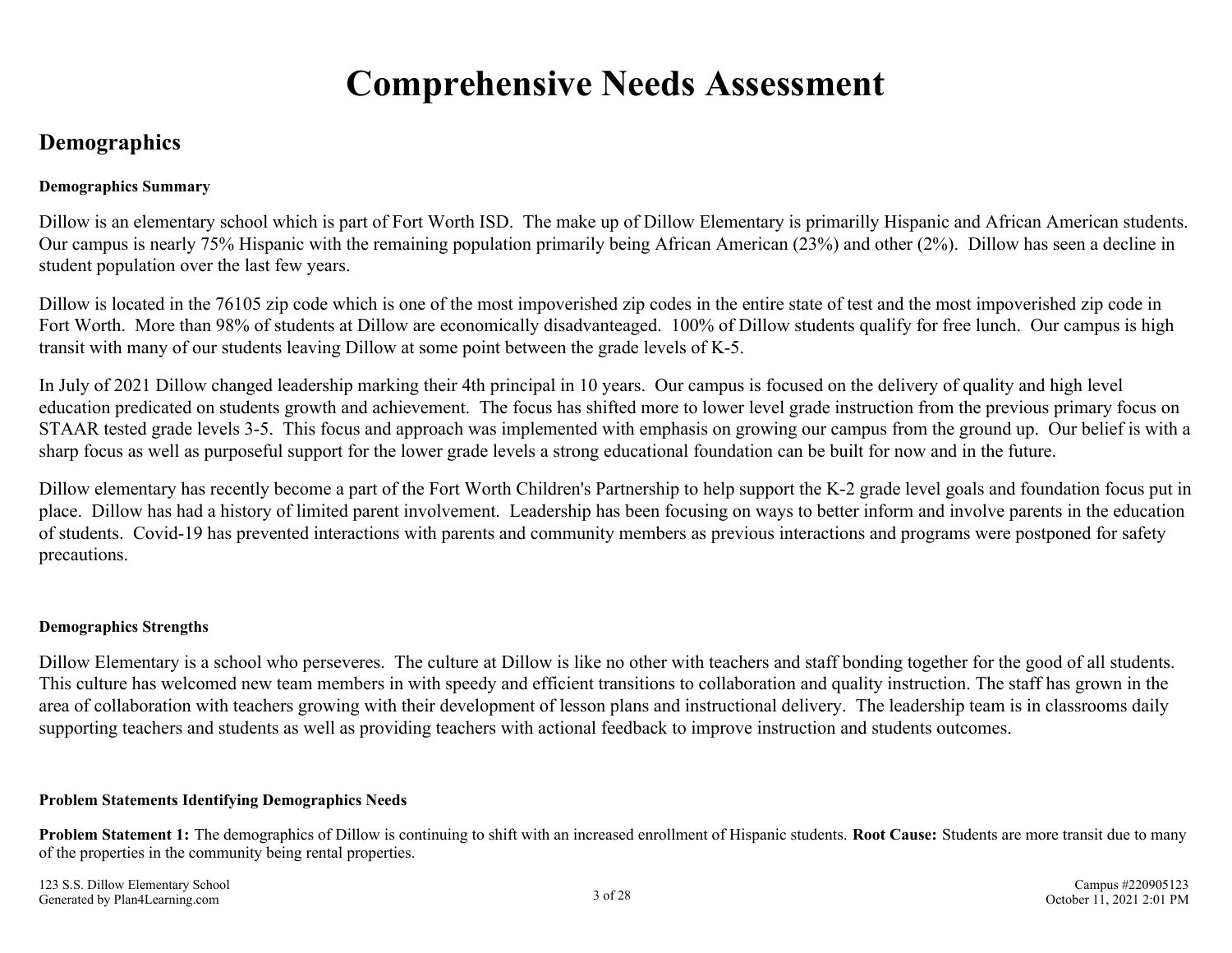# Comprehensive Needs Assessment

## Demographics

**Demographics Summary**

Dillow is an elementary school which is part of Fort Worth ISD. The make up of Dillow Elementary is primarilly Hispanic and African American students. Our campus is nearly 75% Hispanic with the remaining population primarily being African American (23%) and other (2%). Dillow has seen a decline in student population over the last few years.

Dillow is located in the 76105 zip code which is one of the most impoverished zip codes in the entire state of test and the most impoverished zip code in Fort Worth. More than 98% of students at Dillow are economically disadvanteaged. 100% of Dillow students qualify for free lunch. Our campus is high transit with many of our students leaving Dillow at some point between the grade levels of K-5.

In July of 2021 Dillow changed leadership marking their 4th principal in 10 years. Our campus is focused on the delivery of quality and high level education predicated on students growth and achievement. The focus has shifted more to lower level grade instruction from the previous primary focus on STAAR tested grade levels 3-5. This focus and approach was implemented with emphasis on growing our campus from the ground up. Our belief is with a sharp focus as well as purposeful support for the lower grade levels a strong educational foundation can be built for now and in the future.

Dillow elementary has recently become a part of the Fort Worth Children's Partnership to help support the K-2 grade level goals and foundation focus put in place. Dillow has had a history of limited parent involvement. Leadership has been focusing on ways to better inform and involve parents in the education of students. Covid-19 has prevented interactions with parents and community members as previous interactions and programs were postponed for safety precautions.

**Demographics Strengths**

Dillow Elementary is a school who perseveres. The culture at Dillow is like no other with teachers and staff bonding together for the good of all students. This culture has welcomed new team members in with speedy and efficient transitions to collaboration and quality instruction. The staff has grown in the area of collaboration with teachers growing with their development of lesson plans and instructional delivery. The leadership team is in classrooms daily supporting teachers and students as well as providing teachers with actional feedback to improve instruction and students outcomes.

**Problem Statements Identifying Demographics Needs**

**Problem Statement 1:** The demographics of Dillow is continuing to shift with an increased enrollment of Hispanic students. **Root Cause:** Students are more transit due to many of the properties in the community being rental properties.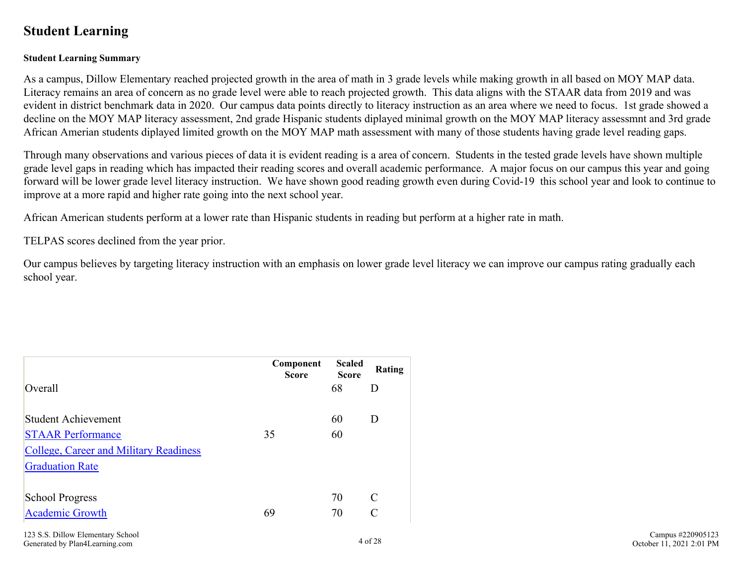# Student Learning

**Student Learning Summary**

As a campus, Dillow Elementary reached projected growth in the area of math in 3 grade levels while making growth in all based on MOY MAP data. Literacy remains an area of concern as no grade level were able to reach projected growth. This data aligns with the STAAR data from 2019 and was evident in district benchmark data in 2020. Our campus data points directly to literacy instruction as an area where we need to focus. 1st grade showed a decline on the MOY MAP literacy assessment, 2nd grade Hispanic students diplayed minimal growth on the MOY MAP literacy assessmnt and 3rd grade African Amerian students diplayed limited growth on the MOY MAP math assessment with many of those students having grade level reading gaps.

Through many observations and various pieces of data it is evident reading is a area of concern. Students in the tested grade levels have shown multiple grade level gaps in reading which has impacted their reading scores and overall academic performance. A major focus on our campus this year and going forward will be lower grade level literacy instruction. We have shown good reading growth even during Covid-19 this school year and look to continue to improve at a more rapid and higher rate going into the next school year.

African American students perform at a lower rate than Hispanic students in reading but perform at a higher rate in math.

TELPAS scores declined from the year prior.

Our campus believes by targeting literacy instruction with an emphasis on lower grade level literacy we can improve our campus rating gradually each school year.

| | Component Score | Scaled Score | Rating |
|---|---|---|---|
| Overall | | 68 | D |
| Student Achievement | | 60 | D |
| STAAR Performance | 35 | 60 | |
| College, Career and Military Readiness | | | |
| Graduation Rate | | | |
| School Progress | | 70 | C |
| Academic Growth | 69 | 70 | C |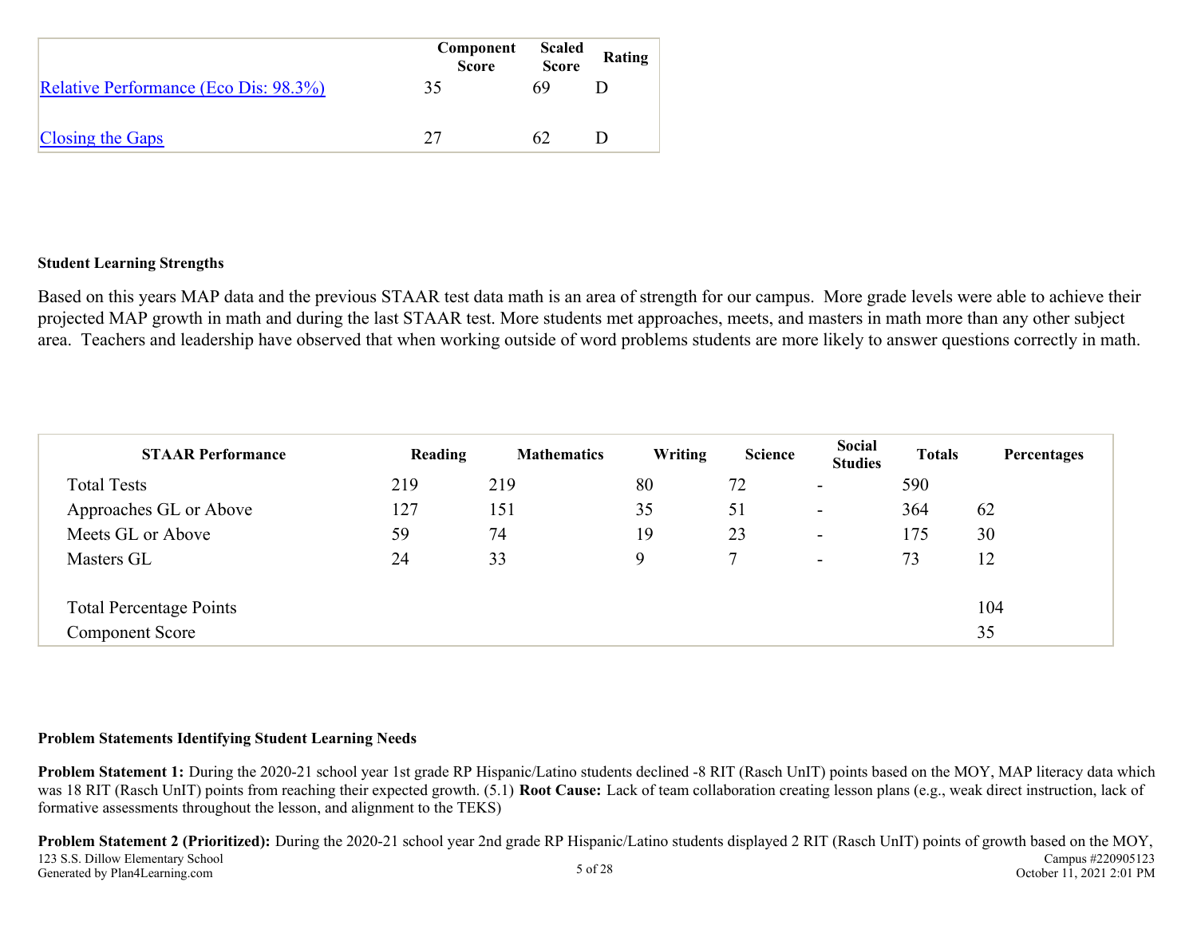| | Component Score | Scaled Score | Rating |
|---|---|---|---|
| Relative Performance (Eco Dis: 98.3%) | 35 | 69 | D |
| Closing the Gaps | 27 | 62 | D |

**Student Learning Strengths**

Based on this years MAP data and the previous STAAR test data math is an area of strength for our campus. More grade levels were able to achieve their projected MAP growth in math and during the last STAAR test. More students met approaches, meets, and masters in math more than any other subject area. Teachers and leadership have observed that when working outside of word problems students are more likely to answer questions correctly in math.

| STAAR Performance | Reading | Mathematics | Writing | Science | Social Studies | Totals | Percentages |
|---|---|---|---|---|---|---|---|
| Total Tests | 219 | 219 | 80 | 72 | - | 590 | |
| Approaches GL or Above | 127 | 151 | 35 | 51 | - | 364 | 62 |
| Meets GL or Above | 59 | 74 | 19 | 23 | - | 175 | 30 |
| Masters GL | 24 | 33 | 9 | 7 | - | 73 | 12 |
| | | | | | | | |
| Total Percentage Points | | | | | | | 104 |
| Component Score | | | | | | | 35 |

**Problem Statements Identifying Student Learning Needs**

**Problem Statement 1:** During the 2020-21 school year 1st grade RP Hispanic/Latino students declined -8 RIT (Rasch UnIT) points based on the MOY, MAP literacy data which was 18 RIT (Rasch UnIT) points from reaching their expected growth. (5.1) **Root Cause:** Lack of team collaboration creating lesson plans (e.g., weak direct instruction, lack of formative assessments throughout the lesson, and alignment to the TEKS)

**Problem Statement 2 (Prioritized):** During the 2020-21 school year 2nd grade RP Hispanic/Latino students displayed 2 RIT (Rasch UnIT) points of growth based on the MOY,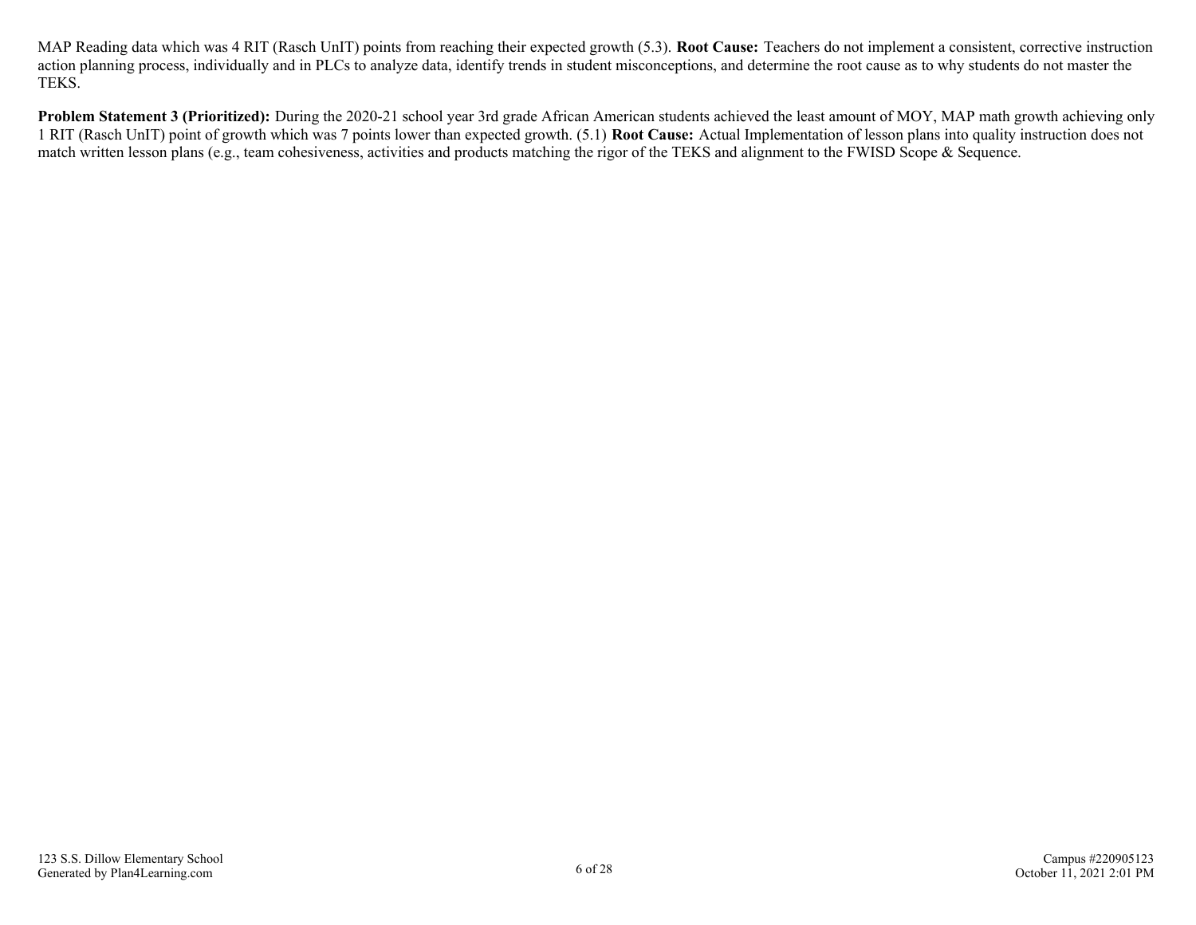MAP Reading data which was 4 RIT (Rasch UnIT) points from reaching their expected growth (5.3). **Root Cause:** Teachers do not implement a consistent, corrective instruction action planning process, individually and in PLCs to analyze data, identify trends in student misconceptions, and determine the root cause as to why students do not master the TEKS.

**Problem Statement 3 (Prioritized):** During the 2020-21 school year 3rd grade African American students achieved the least amount of MOY, MAP math growth achieving only 1 RIT (Rasch UnIT) point of growth which was 7 points lower than expected growth. (5.1) **Root Cause:** Actual Implementation of lesson plans into quality instruction does not match written lesson plans (e.g., team cohesiveness, activities and products matching the rigor of the TEKS and alignment to the FWISD Scope & Sequence.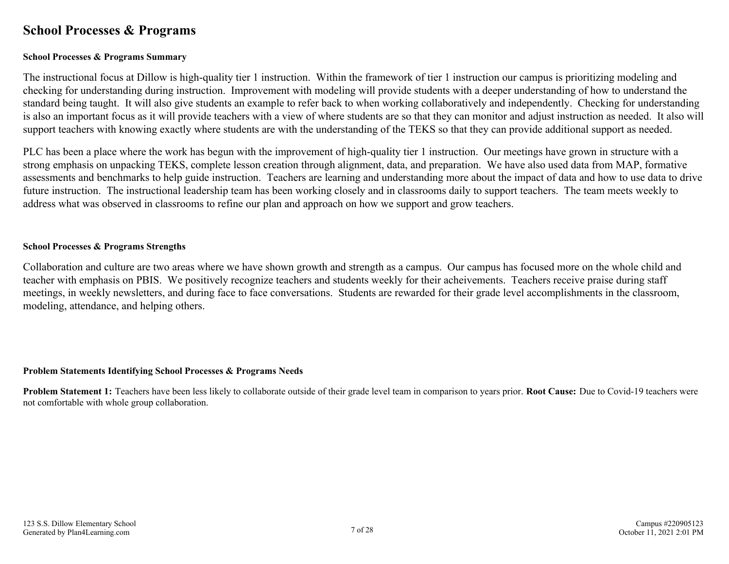# School Processes & Programs

### School Processes & Programs Summary

The instructional focus at Dillow is high-quality tier 1 instruction. Within the framework of tier 1 instruction our campus is prioritizing modeling and checking for understanding during instruction. Improvement with modeling will provide students with a deeper understanding of how to understand the standard being taught. It will also give students an example to refer back to when working collaboratively and independently. Checking for understanding is also an important focus as it will provide teachers with a view of where students are so that they can monitor and adjust instruction as needed. It also will support teachers with knowing exactly where students are with the understanding of the TEKS so that they can provide additional support as needed.

PLC has been a place where the work has begun with the improvement of high-quality tier 1 instruction. Our meetings have grown in structure with a strong emphasis on unpacking TEKS, complete lesson creation through alignment, data, and preparation. We have also used data from MAP, formative assessments and benchmarks to help guide instruction. Teachers are learning and understanding more about the impact of data and how to use data to drive future instruction. The instructional leadership team has been working closely and in classrooms daily to support teachers. The team meets weekly to address what was observed in classrooms to refine our plan and approach on how we support and grow teachers.

### School Processes & Programs Strengths

Collaboration and culture are two areas where we have shown growth and strength as a campus. Our campus has focused more on the whole child and teacher with emphasis on PBIS. We positively recognize teachers and students weekly for their acheivements. Teachers receive praise during staff meetings, in weekly newsletters, and during face to face conversations. Students are rewarded for their grade level accomplishments in the classroom, modeling, attendance, and helping others.

### Problem Statements Identifying School Processes & Programs Needs

**Problem Statement 1:** Teachers have been less likely to collaborate outside of their grade level team in comparison to years prior. **Root Cause:** Due to Covid-19 teachers were not comfortable with whole group collaboration.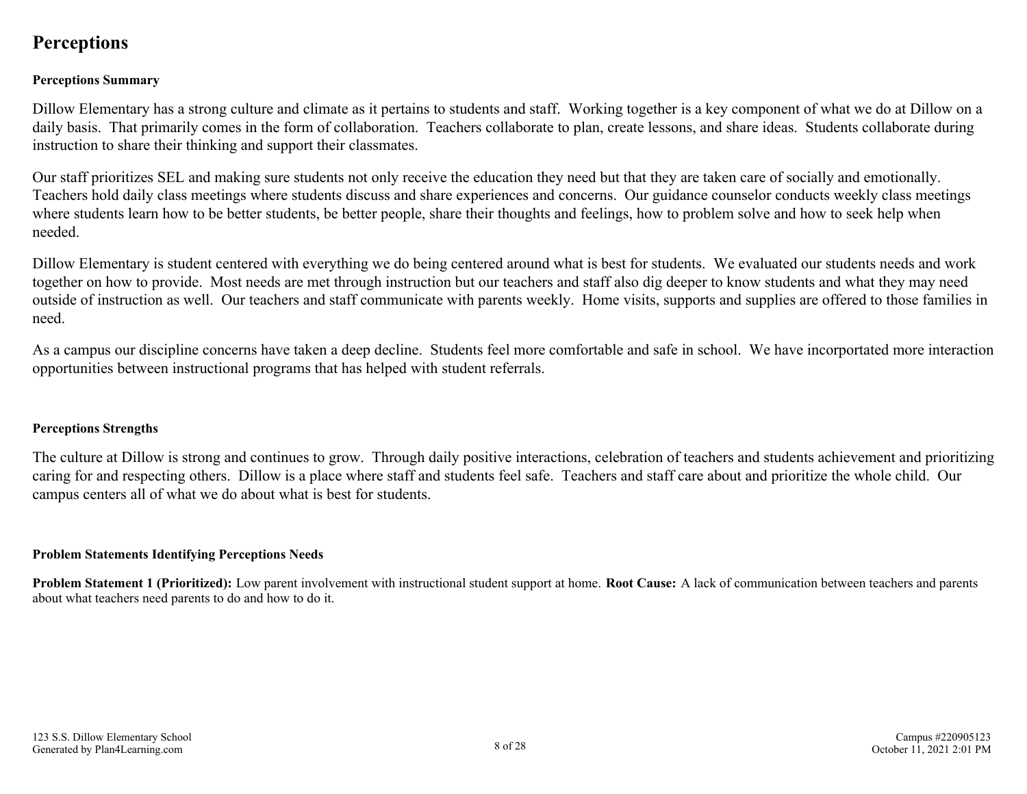# Perceptions

**Perceptions Summary**

Dillow Elementary has a strong culture and climate as it pertains to students and staff. Working together is a key component of what we do at Dillow on a daily basis. That primarily comes in the form of collaboration. Teachers collaborate to plan, create lessons, and share ideas. Students collaborate during instruction to share their thinking and support their classmates.

Our staff prioritizes SEL and making sure students not only receive the education they need but that they are taken care of socially and emotionally. Teachers hold daily class meetings where students discuss and share experiences and concerns. Our guidance counselor conducts weekly class meetings where students learn how to be better students, be better people, share their thoughts and feelings, how to problem solve and how to seek help when needed.

Dillow Elementary is student centered with everything we do being centered around what is best for students. We evaluated our students needs and work together on how to provide. Most needs are met through instruction but our teachers and staff also dig deeper to know students and what they may need outside of instruction as well. Our teachers and staff communicate with parents weekly. Home visits, supports and supplies are offered to those families in need.

As a campus our discipline concerns have taken a deep decline. Students feel more comfortable and safe in school. We have incorportated more interaction opportunities between instructional programs that has helped with student referrals.

**Perceptions Strengths**

The culture at Dillow is strong and continues to grow. Through daily positive interactions, celebration of teachers and students achievement and prioritizing caring for and respecting others. Dillow is a place where staff and students feel safe. Teachers and staff care about and prioritize the whole child. Our campus centers all of what we do about what is best for students.

**Problem Statements Identifying Perceptions Needs**

**Problem Statement 1 (Prioritized):** Low parent involvement with instructional student support at home. **Root Cause:** A lack of communication between teachers and parents about what teachers need parents to do and how to do it.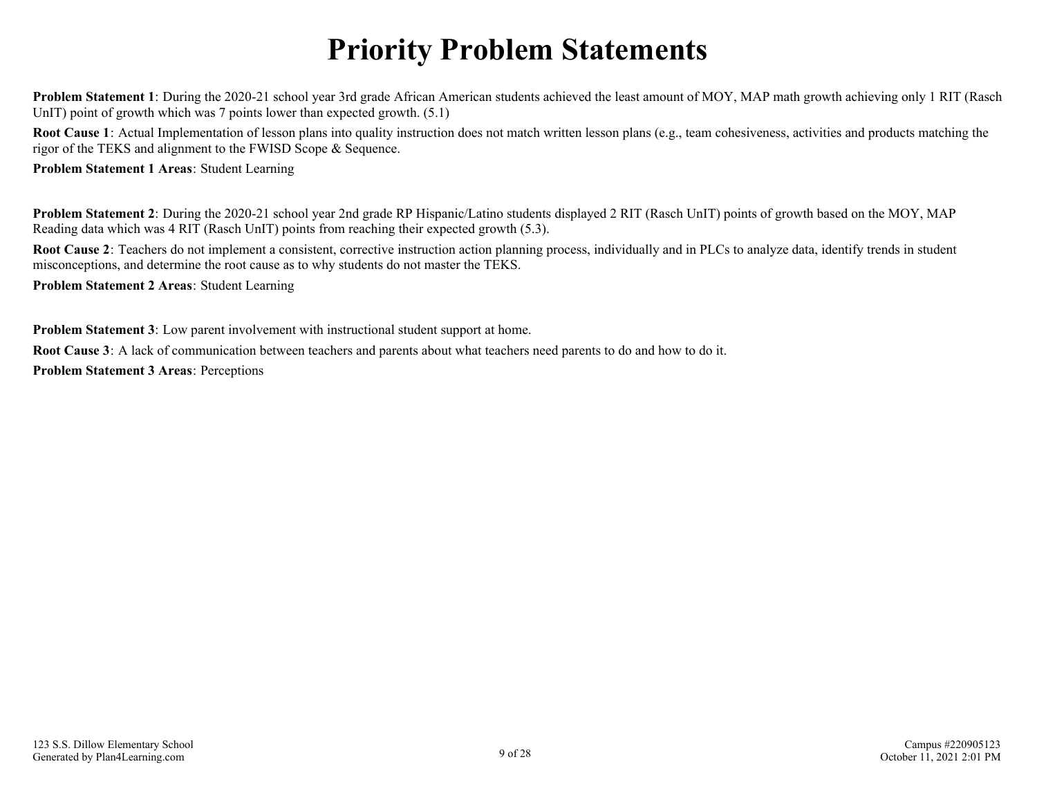# Priority Problem Statements

**Problem Statement 1**: During the 2020-21 school year 3rd grade African American students achieved the least amount of MOY, MAP math growth achieving only 1 RIT (Rasch UnIT) point of growth which was 7 points lower than expected growth. (5.1)

**Root Cause 1**: Actual Implementation of lesson plans into quality instruction does not match written lesson plans (e.g., team cohesiveness, activities and products matching the rigor of the TEKS and alignment to the FWISD Scope & Sequence.

**Problem Statement 1 Areas**: Student Learning

**Problem Statement 2**: During the 2020-21 school year 2nd grade RP Hispanic/Latino students displayed 2 RIT (Rasch UnIT) points of growth based on the MOY, MAP Reading data which was 4 RIT (Rasch UnIT) points from reaching their expected growth (5.3).

**Root Cause 2**: Teachers do not implement a consistent, corrective instruction action planning process, individually and in PLCs to analyze data, identify trends in student misconceptions, and determine the root cause as to why students do not master the TEKS.

**Problem Statement 2 Areas**: Student Learning

**Problem Statement 3**: Low parent involvement with instructional student support at home.

**Root Cause 3**: A lack of communication between teachers and parents about what teachers need parents to do and how to do it.

**Problem Statement 3 Areas**: Perceptions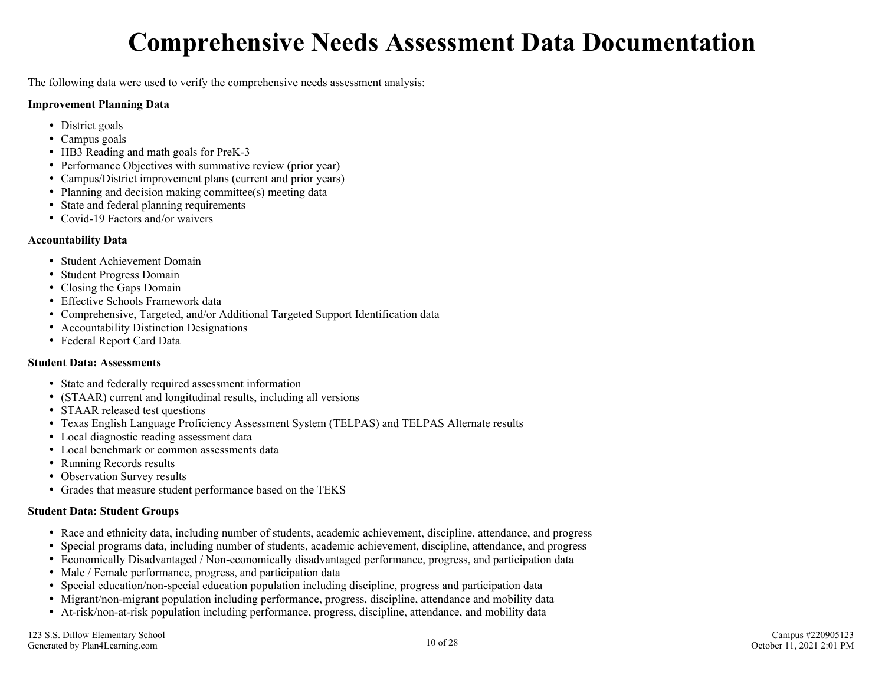# Comprehensive Needs Assessment Data Documentation

The following data were used to verify the comprehensive needs assessment analysis:

**Improvement Planning Data**

- District goals
- Campus goals
- HB3 Reading and math goals for PreK-3
- Performance Objectives with summative review (prior year)
- Campus/District improvement plans (current and prior years)
- Planning and decision making committee(s) meeting data
- State and federal planning requirements
- Covid-19 Factors and/or waivers

**Accountability Data**

- Student Achievement Domain
- Student Progress Domain
- Closing the Gaps Domain
- Effective Schools Framework data
- Comprehensive, Targeted, and/or Additional Targeted Support Identification data
- Accountability Distinction Designations
- Federal Report Card Data

**Student Data: Assessments**

- State and federally required assessment information
- (STAAR) current and longitudinal results, including all versions
- STAAR released test questions
- Texas English Language Proficiency Assessment System (TELPAS) and TELPAS Alternate results
- Local diagnostic reading assessment data
- Local benchmark or common assessments data
- Running Records results
- Observation Survey results
- Grades that measure student performance based on the TEKS

**Student Data: Student Groups**

- Race and ethnicity data, including number of students, academic achievement, discipline, attendance, and progress
- Special programs data, including number of students, academic achievement, discipline, attendance, and progress
- Economically Disadvantaged / Non-economically disadvantaged performance, progress, and participation data
- Male / Female performance, progress, and participation data
- Special education/non-special education population including discipline, progress and participation data
- Migrant/non-migrant population including performance, progress, discipline, attendance and mobility data
- At-risk/non-at-risk population including performance, progress, discipline, attendance, and mobility data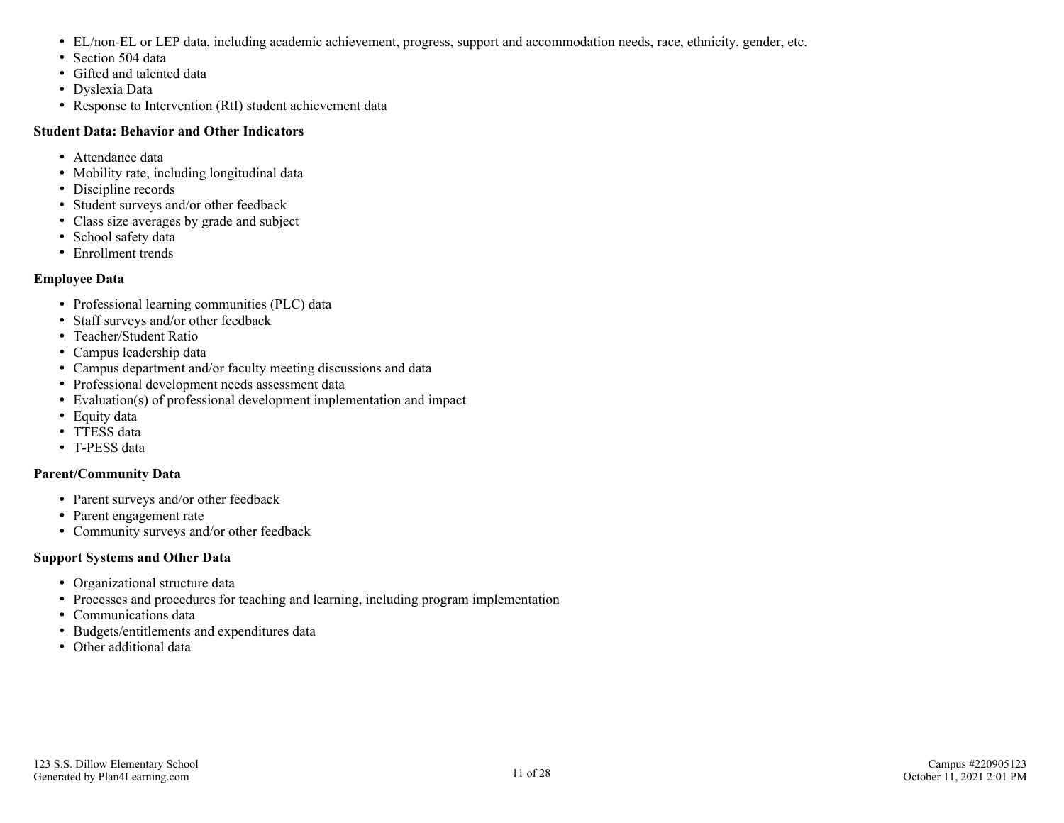- EL/non-EL or LEP data, including academic achievement, progress, support and accommodation needs, race, ethnicity, gender, etc.
- Section 504 data
- Gifted and talented data
- Dyslexia Data
- Response to Intervention (RtI) student achievement data

**Student Data: Behavior and Other Indicators**

- Attendance data
- Mobility rate, including longitudinal data
- Discipline records
- Student surveys and/or other feedback
- Class size averages by grade and subject
- School safety data
- Enrollment trends

**Employee Data**

- Professional learning communities (PLC) data
- Staff surveys and/or other feedback
- Teacher/Student Ratio
- Campus leadership data
- Campus department and/or faculty meeting discussions and data
- Professional development needs assessment data
- Evaluation(s) of professional development implementation and impact
- Equity data
- TTESS data
- T-PESS data

**Parent/Community Data**

- Parent surveys and/or other feedback
- Parent engagement rate
- Community surveys and/or other feedback

**Support Systems and Other Data**

- Organizational structure data
- Processes and procedures for teaching and learning, including program implementation
- Communications data
- Budgets/entitlements and expenditures data
- Other additional data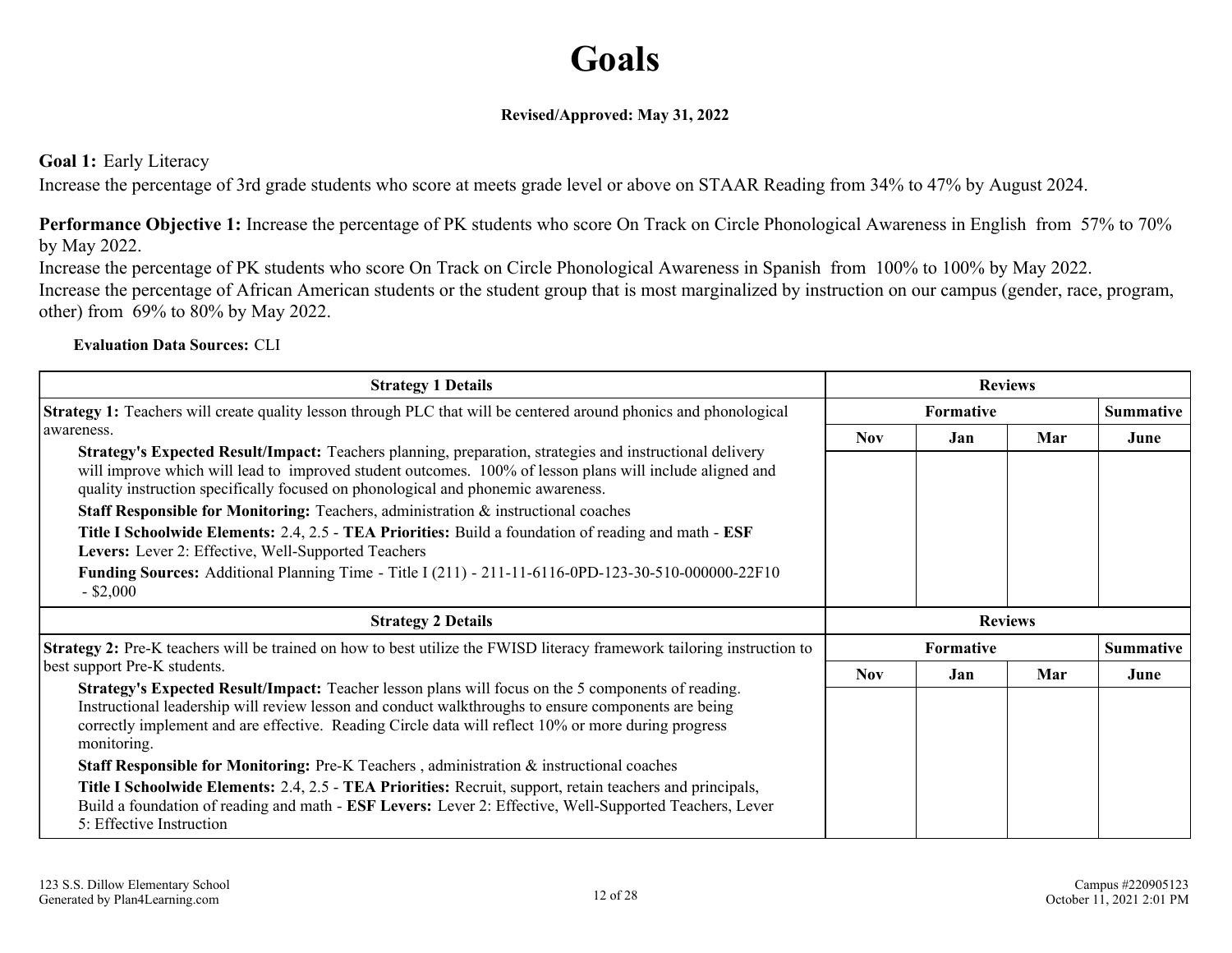# Goals

**Revised/Approved: May 31, 2022**

**Goal 1:** Early Literacy

Increase the percentage of 3rd grade students who score at meets grade level or above on STAAR Reading from 34% to 47% by August 2024.

**Performance Objective 1:** Increase the percentage of PK students who score On Track on Circle Phonological Awareness in English from 57% to 70% by May 2022.

Increase the percentage of PK students who score On Track on Circle Phonological Awareness in Spanish from 100% to 100% by May 2022.

Increase the percentage of African American students or the student group that is most marginalized by instruction on our campus (gender, race, program, other) from 69% to 80% by May 2022.

**Evaluation Data Sources:** CLI

| Strategy 1 Details | Reviews | | | |
|---|---|---|---|---|
| | Formative | | | Summative |
| | Nov | Jan | Mar | June |
| **Strategy 1:** Teachers will create quality lesson through PLC that will be centered around phonics and phonological awareness.<br>**Strategy's Expected Result/Impact:** Teachers planning, preparation, strategies and instructional delivery will improve which will lead to improved student outcomes. 100% of lesson plans will include aligned and quality instruction specifically focused on phonological and phonemic awareness.<br>**Staff Responsible for Monitoring:** Teachers, administration & instructional coaches<br>**Title I Schoolwide Elements:** 2.4, 2.5 - **TEA Priorities:** Build a foundation of reading and math - **ESF Levers:** Lever 2: Effective, Well-Supported Teachers<br>**Funding Sources:** Additional Planning Time - Title I (211) - 211-11-6116-0PD-123-30-510-000000-22F10 - $2,000 | | | | |

| Strategy 2 Details | Reviews | | | |
|---|---|---|---|---|
| | Formative | | | Summative |
| | Nov | Jan | Mar | June |
| **Strategy 2:** Pre-K teachers will be trained on how to best utilize the FWISD literacy framework tailoring instruction to best support Pre-K students.<br>**Strategy's Expected Result/Impact:** Teacher lesson plans will focus on the 5 components of reading. Instructional leadership will review lesson and conduct walkthroughs to ensure components are being correctly implement and are effective. Reading Circle data will reflect 10% or more during progress monitoring.<br>**Staff Responsible for Monitoring:** Pre-K Teachers , administration & instructional coaches<br>**Title I Schoolwide Elements:** 2.4, 2.5 - **TEA Priorities:** Recruit, support, retain teachers and principals, Build a foundation of reading and math - **ESF Levers:** Lever 2: Effective, Well-Supported Teachers, Lever 5: Effective Instruction | | | | |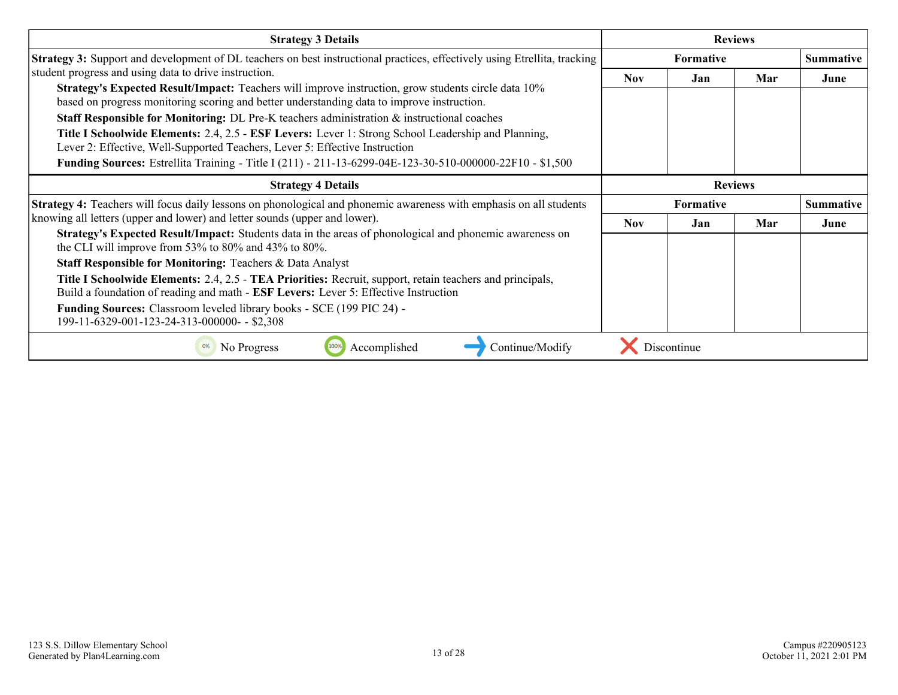| Strategy 3 Details | Reviews | | | |
|---|---|---|---|---|
| | Formative | | | Summative |
| **Strategy 3:** Support and development of DL teachers on best instructional practices, effectively using Etrellita, tracking student progress and using data to drive instruction.<br>**Strategy's Expected Result/Impact:** Teachers will improve instruction, grow students circle data 10% based on progress monitoring scoring and better understanding data to improve instruction.<br>**Staff Responsible for Monitoring:** DL Pre-K teachers administration & instructional coaches<br>**Title I Schoolwide Elements:** 2.4, 2.5 - **ESF Levers:** Lever 1: Strong School Leadership and Planning, Lever 2: Effective, Well-Supported Teachers, Lever 5: Effective Instruction<br>**Funding Sources:** Estrellita Training - Title I (211) - 211-13-6299-04E-123-30-510-000000-22F10 - $1,500 | Nov | Jan | Mar | June |

| Strategy 4 Details | Reviews | | | |
|---|---|---|---|---|
| | Formative | | | Summative |
| **Strategy 4:** Teachers will focus daily lessons on phonological and phonemic awareness with emphasis on all students knowing all letters (upper and lower) and letter sounds (upper and lower).<br>**Strategy's Expected Result/Impact:** Students data in the areas of phonological and phonemic awareness on the CLI will improve from 53% to 80% and 43% to 80%.<br>**Staff Responsible for Monitoring:** Teachers & Data Analyst<br>**Title I Schoolwide Elements:** 2.4, 2.5 - **TEA Priorities:** Recruit, support, retain teachers and principals, Build a foundation of reading and math - **ESF Levers:** Lever 5: Effective Instruction<br>**Funding Sources:** Classroom leveled library books - SCE (199 PIC 24) - 199-11-6329-001-123-24-313-000000- - $2,308 | Nov | Jan | Mar | June |

0% No Progress | 100% Accomplished | Continue/Modify | Discontinue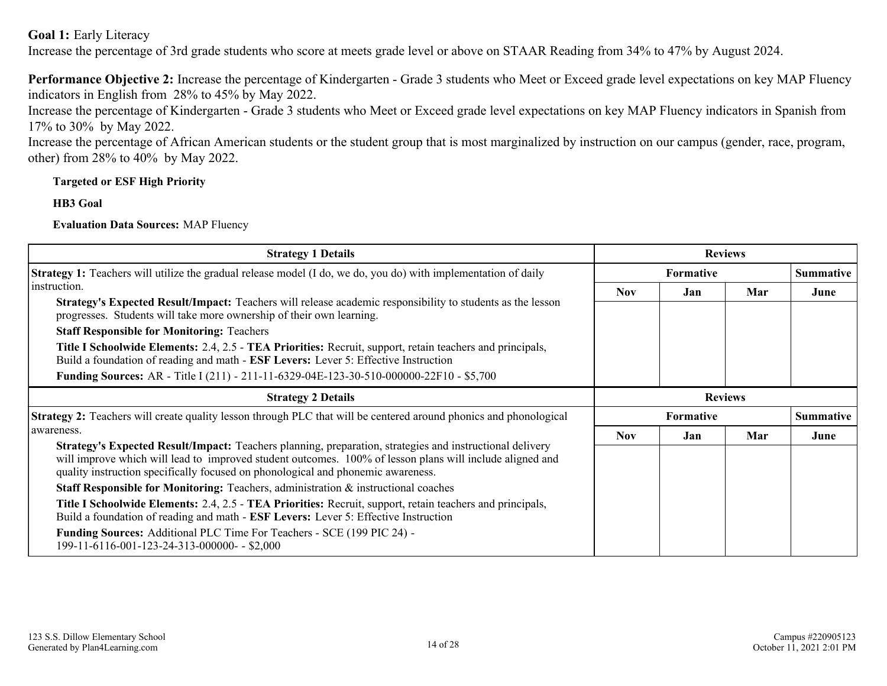**Goal 1:** Early Literacy

Increase the percentage of 3rd grade students who score at meets grade level or above on STAAR Reading from 34% to 47% by August 2024.

**Performance Objective 2:** Increase the percentage of Kindergarten - Grade 3 students who Meet or Exceed grade level expectations on key MAP Fluency indicators in English from 28% to 45% by May 2022.

Increase the percentage of Kindergarten - Grade 3 students who Meet or Exceed grade level expectations on key MAP Fluency indicators in Spanish from 17% to 30% by May 2022.

Increase the percentage of African American students or the student group that is most marginalized by instruction on our campus (gender, race, program, other) from 28% to 40% by May 2022.

**Targeted or ESF High Priority**

**HB3 Goal**

**Evaluation Data Sources:** MAP Fluency

| Strategy 1 Details | Reviews | | | |
|---|---|---|---|---|
| | Formative | | | Summative |
| | Nov | Jan | Mar | June |
| **Strategy 1:** Teachers will utilize the gradual release model (I do, we do, you do) with implementation of daily instruction.<br>**Strategy's Expected Result/Impact:** Teachers will release academic responsibility to students as the lesson progresses. Students will take more ownership of their own learning.<br>**Staff Responsible for Monitoring:** Teachers<br>**Title I Schoolwide Elements:** 2.4, 2.5 - **TEA Priorities:** Recruit, support, retain teachers and principals, Build a foundation of reading and math - **ESF Levers:** Lever 5: Effective Instruction<br>**Funding Sources:** AR - Title I (211) - 211-11-6329-04E-123-30-510-000000-22F10 - $5,700 | | | | |

| Strategy 2 Details | Reviews | | | |
|---|---|---|---|---|
| | Formative | | | Summative |
| | Nov | Jan | Mar | June |
| **Strategy 2:** Teachers will create quality lesson through PLC that will be centered around phonics and phonological awareness.<br>**Strategy's Expected Result/Impact:** Teachers planning, preparation, strategies and instructional delivery will improve which will lead to improved student outcomes. 100% of lesson plans will include aligned and quality instruction specifically focused on phonological and phonemic awareness.<br>**Staff Responsible for Monitoring:** Teachers, administration & instructional coaches<br>**Title I Schoolwide Elements:** 2.4, 2.5 - **TEA Priorities:** Recruit, support, retain teachers and principals, Build a foundation of reading and math - **ESF Levers:** Lever 5: Effective Instruction<br>**Funding Sources:** Additional PLC Time For Teachers - SCE (199 PIC 24) - 199-11-6116-001-123-24-313-000000- - $2,000 | | | | |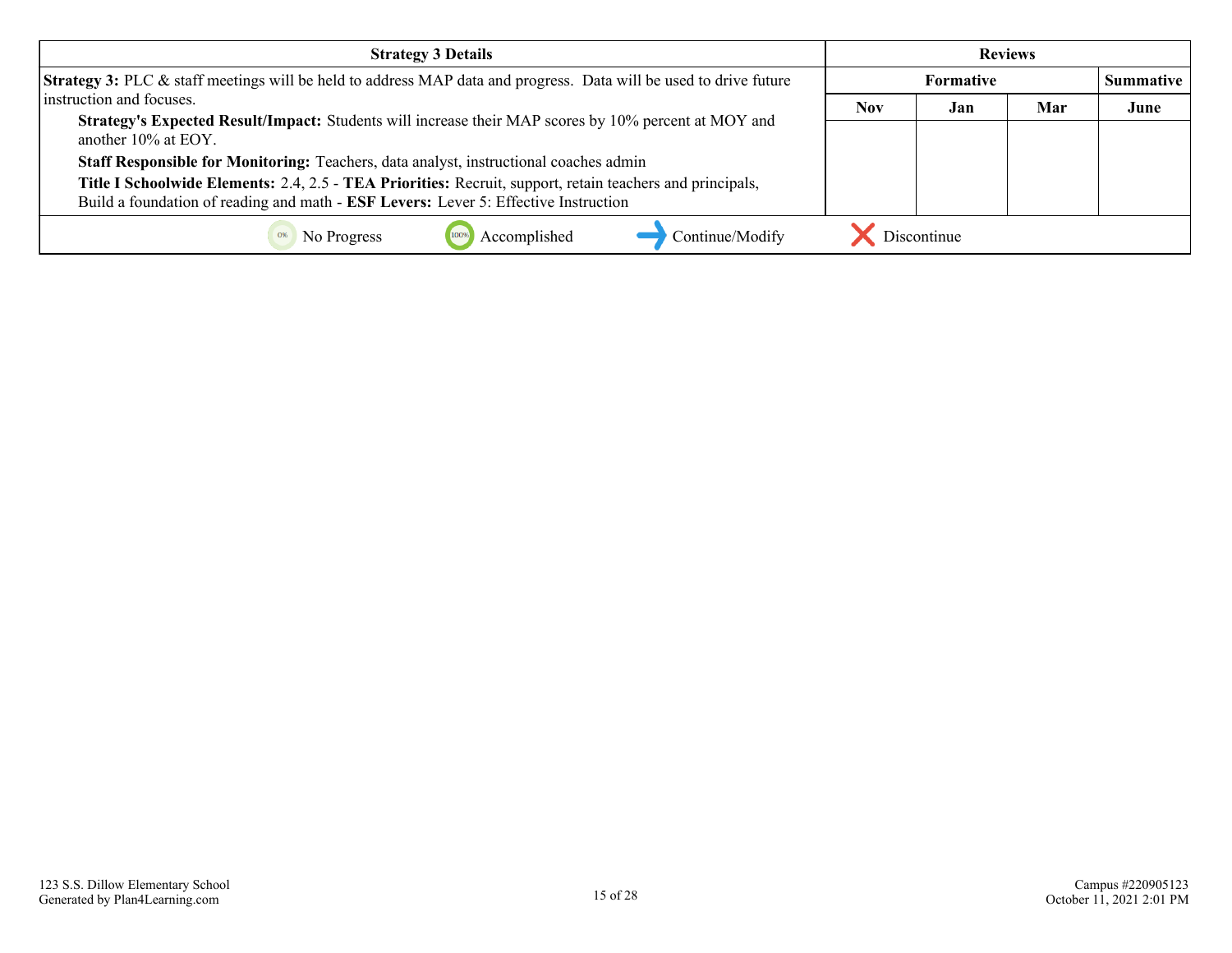| Strategy 3 Details | Reviews | | | |
|---|---|---|---|---|
| | Formative | | | Summative |
| **Strategy 3:** PLC & staff meetings will be held to address MAP data and progress. Data will be used to drive future instruction and focuses.<br>**Strategy's Expected Result/Impact:** Students will increase their MAP scores by 10% percent at MOY and another 10% at EOY.<br>**Staff Responsible for Monitoring:** Teachers, data analyst, instructional coaches admin<br>**Title I Schoolwide Elements:** 2.4, 2.5 - **TEA Priorities:** Recruit, support, retain teachers and principals, Build a foundation of reading and math - **ESF Levers:** Lever 5: Effective Instruction | Nov | Jan | Mar | June |
| | | | | |

0% No Progress | 100% Accomplished | Continue/Modify | Discontinue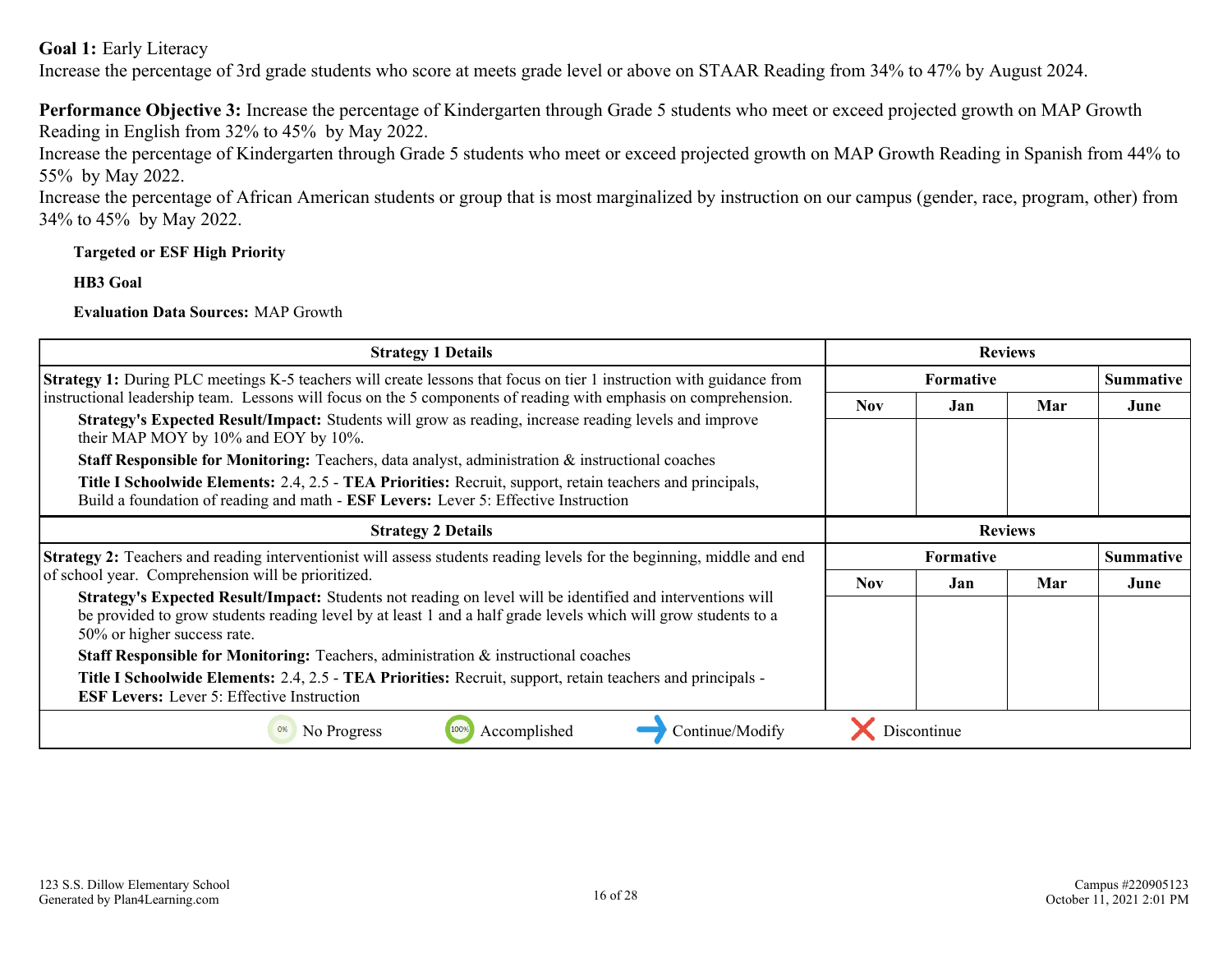**Goal 1:** Early Literacy
Increase the percentage of 3rd grade students who score at meets grade level or above on STAAR Reading from 34% to 47% by August 2024.

**Performance Objective 3:** Increase the percentage of Kindergarten through Grade 5 students who meet or exceed projected growth on MAP Growth Reading in English from 32% to 45% by May 2022.
Increase the percentage of Kindergarten through Grade 5 students who meet or exceed projected growth on MAP Growth Reading in Spanish from 44% to 55% by May 2022.
Increase the percentage of African American students or group that is most marginalized by instruction on our campus (gender, race, program, other) from 34% to 45% by May 2022.

**Targeted or ESF High Priority**

**HB3 Goal**

**Evaluation Data Sources:** MAP Growth

| Strategy 1 Details | Reviews | | | |
|---|---|---|---|---|
| | Formative | | | Summative |
| | Nov | Jan | Mar | June |
| **Strategy 1:** During PLC meetings K-5 teachers will create lessons that focus on tier 1 instruction with guidance from instructional leadership team. Lessons will focus on the 5 components of reading with emphasis on comprehension.<br>**Strategy's Expected Result/Impact:** Students will grow as reading, increase reading levels and improve their MAP MOY by 10% and EOY by 10%.<br>**Staff Responsible for Monitoring:** Teachers, data analyst, administration & instructional coaches<br>**Title I Schoolwide Elements:** 2.4, 2.5 - **TEA Priorities:** Recruit, support, retain teachers and principals, Build a foundation of reading and math - **ESF Levers:** Lever 5: Effective Instruction | | | | |

| Strategy 2 Details | Reviews | | | |
|---|---|---|---|---|
| | Formative | | | Summative |
| | Nov | Jan | Mar | June |
| **Strategy 2:** Teachers and reading interventionist will assess students reading levels for the beginning, middle and end of school year. Comprehension will be prioritized.<br>**Strategy's Expected Result/Impact:** Students not reading on level will be identified and interventions will be provided to grow students reading level by at least 1 and a half grade levels which will grow students to a 50% or higher success rate.<br>**Staff Responsible for Monitoring:** Teachers, administration & instructional coaches<br>**Title I Schoolwide Elements:** 2.4, 2.5 - **TEA Priorities:** Recruit, support, retain teachers and principals - **ESF Levers:** Lever 5: Effective Instruction | | | | |

0% No Progress | 100% Accomplished | Continue/Modify | Discontinue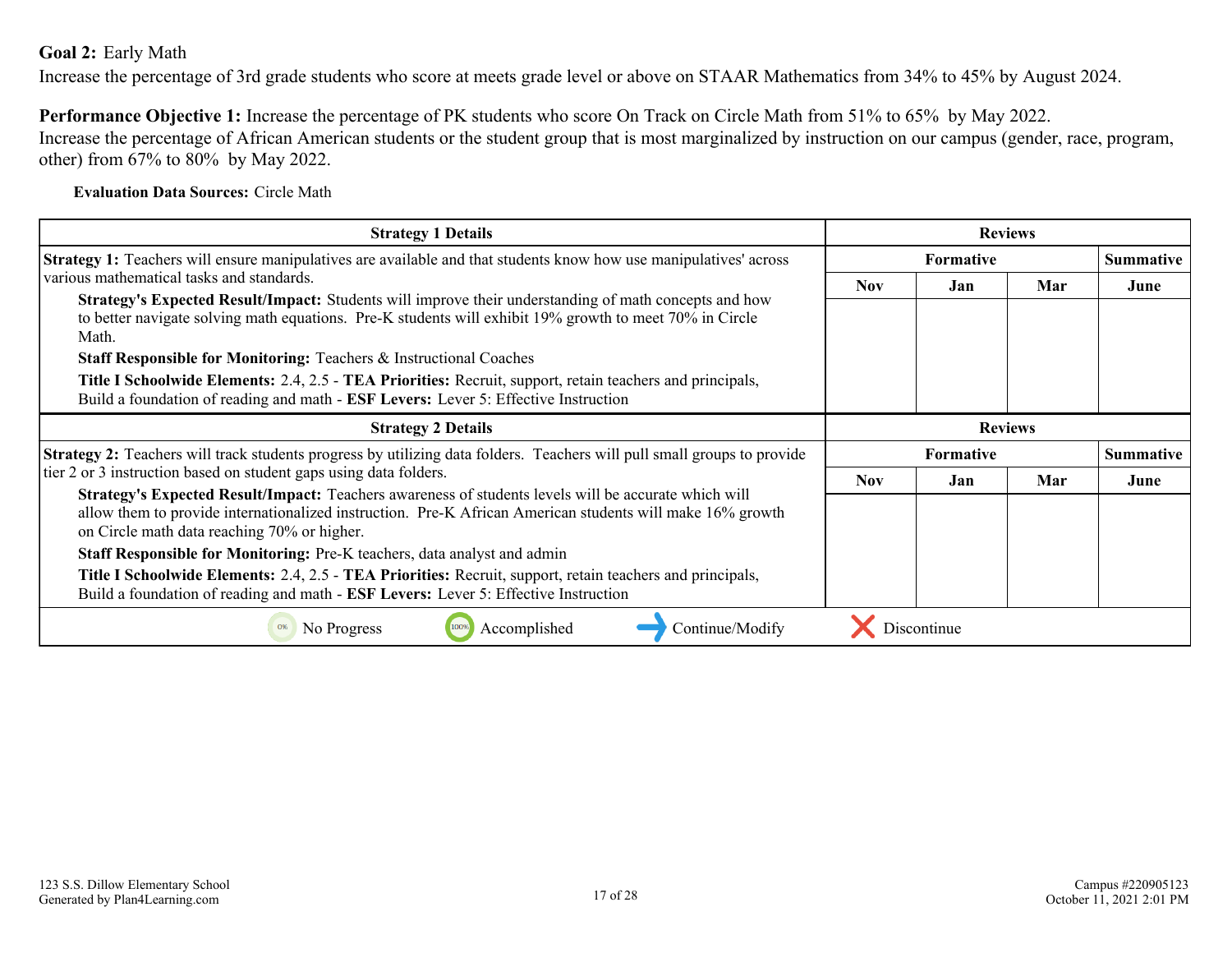**Goal 2:** Early Math
Increase the percentage of 3rd grade students who score at meets grade level or above on STAAR Mathematics from 34% to 45% by August 2024.

**Performance Objective 1:** Increase the percentage of PK students who score On Track on Circle Math from 51% to 65% by May 2022.
Increase the percentage of African American students or the student group that is most marginalized by instruction on our campus (gender, race, program, other) from 67% to 80% by May 2022.

**Evaluation Data Sources:** Circle Math

| Strategy 1 Details | Reviews | | | |
|---|---|---|---|---|
| | Formative | | | Summative |
| **Strategy 1:** Teachers will ensure manipulatives are available and that students know how use manipulatives' across various mathematical tasks and standards.<br>**Strategy's Expected Result/Impact:** Students will improve their understanding of math concepts and how to better navigate solving math equations. Pre-K students will exhibit 19% growth to meet 70% in Circle Math.<br>**Staff Responsible for Monitoring:** Teachers & Instructional Coaches<br>**Title I Schoolwide Elements:** 2.4, 2.5 - **TEA Priorities:** Recruit, support, retain teachers and principals, Build a foundation of reading and math - **ESF Levers:** Lever 5: Effective Instruction | Nov | Jan | Mar | June |

| Strategy 2 Details | Reviews | | | |
|---|---|---|---|---|
| | Formative | | | Summative |
| **Strategy 2:** Teachers will track students progress by utilizing data folders. Teachers will pull small groups to provide tier 2 or 3 instruction based on student gaps using data folders.<br>**Strategy's Expected Result/Impact:** Teachers awareness of students levels will be accurate which will allow them to provide internationalized instruction. Pre-K African American students will make 16% growth on Circle math data reaching 70% or higher.<br>**Staff Responsible for Monitoring:** Pre-K teachers, data analyst and admin<br>**Title I Schoolwide Elements:** 2.4, 2.5 - **TEA Priorities:** Recruit, support, retain teachers and principals, Build a foundation of reading and math - **ESF Levers:** Lever 5: Effective Instruction | Nov | Jan | Mar | June |

0% No Progress | 100% Accomplished | Continue/Modify | Discontinue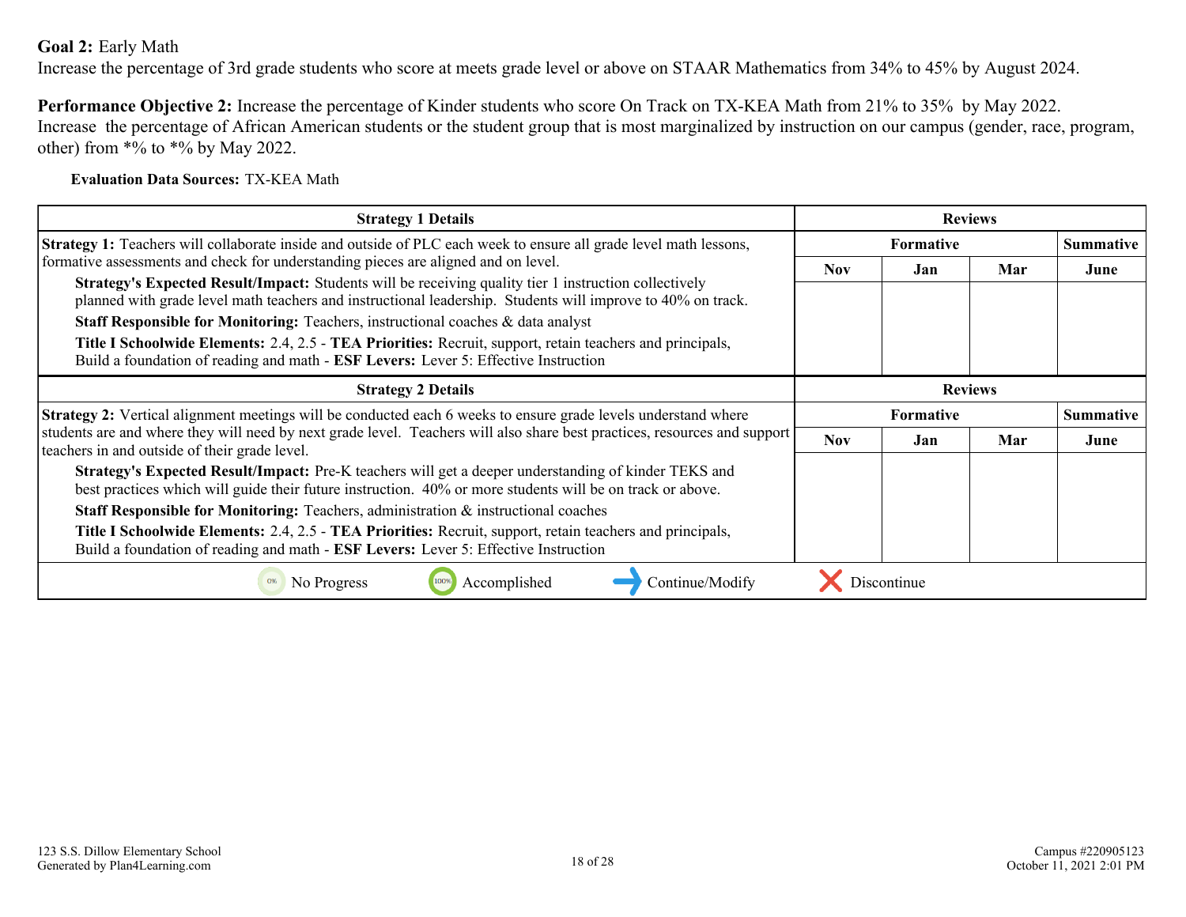**Goal 2:** Early Math
Increase the percentage of 3rd grade students who score at meets grade level or above on STAAR Mathematics from 34% to 45% by August 2024.

**Performance Objective 2:** Increase the percentage of Kinder students who score On Track on TX-KEA Math from 21% to 35% by May 2022.
Increase the percentage of African American students or the student group that is most marginalized by instruction on our campus (gender, race, program, other) from *% to *% by May 2022.

**Evaluation Data Sources:** TX-KEA Math

| Strategy 1 Details | Reviews | | | |
|---|---|---|---|---|
| | Formative | | | Summative |
| | Nov | Jan | Mar | June |
| **Strategy 1:** Teachers will collaborate inside and outside of PLC each week to ensure all grade level math lessons, formative assessments and check for understanding pieces are aligned and on level.<br>**Strategy's Expected Result/Impact:** Students will be receiving quality tier 1 instruction collectively planned with grade level math teachers and instructional leadership. Students will improve to 40% on track.<br>**Staff Responsible for Monitoring:** Teachers, instructional coaches & data analyst<br>**Title I Schoolwide Elements:** 2.4, 2.5 - **TEA Priorities:** Recruit, support, retain teachers and principals, Build a foundation of reading and math - **ESF Levers:** Lever 5: Effective Instruction | | | | |

| Strategy 2 Details | Reviews | | | |
|---|---|---|---|---|
| | Formative | | | Summative |
| | Nov | Jan | Mar | June |
| **Strategy 2:** Vertical alignment meetings will be conducted each 6 weeks to ensure grade levels understand where students are and where they will need by next grade level. Teachers will also share best practices, resources and support teachers in and outside of their grade level.<br>**Strategy's Expected Result/Impact:** Pre-K teachers will get a deeper understanding of kinder TEKS and best practices which will guide their future instruction. 40% or more students will be on track or above.<br>**Staff Responsible for Monitoring:** Teachers, administration & instructional coaches<br>**Title I Schoolwide Elements:** 2.4, 2.5 - **TEA Priorities:** Recruit, support, retain teachers and principals, Build a foundation of reading and math - **ESF Levers:** Lever 5: Effective Instruction | | | | |

0% No Progress | 100% Accomplished | Continue/Modify | Discontinue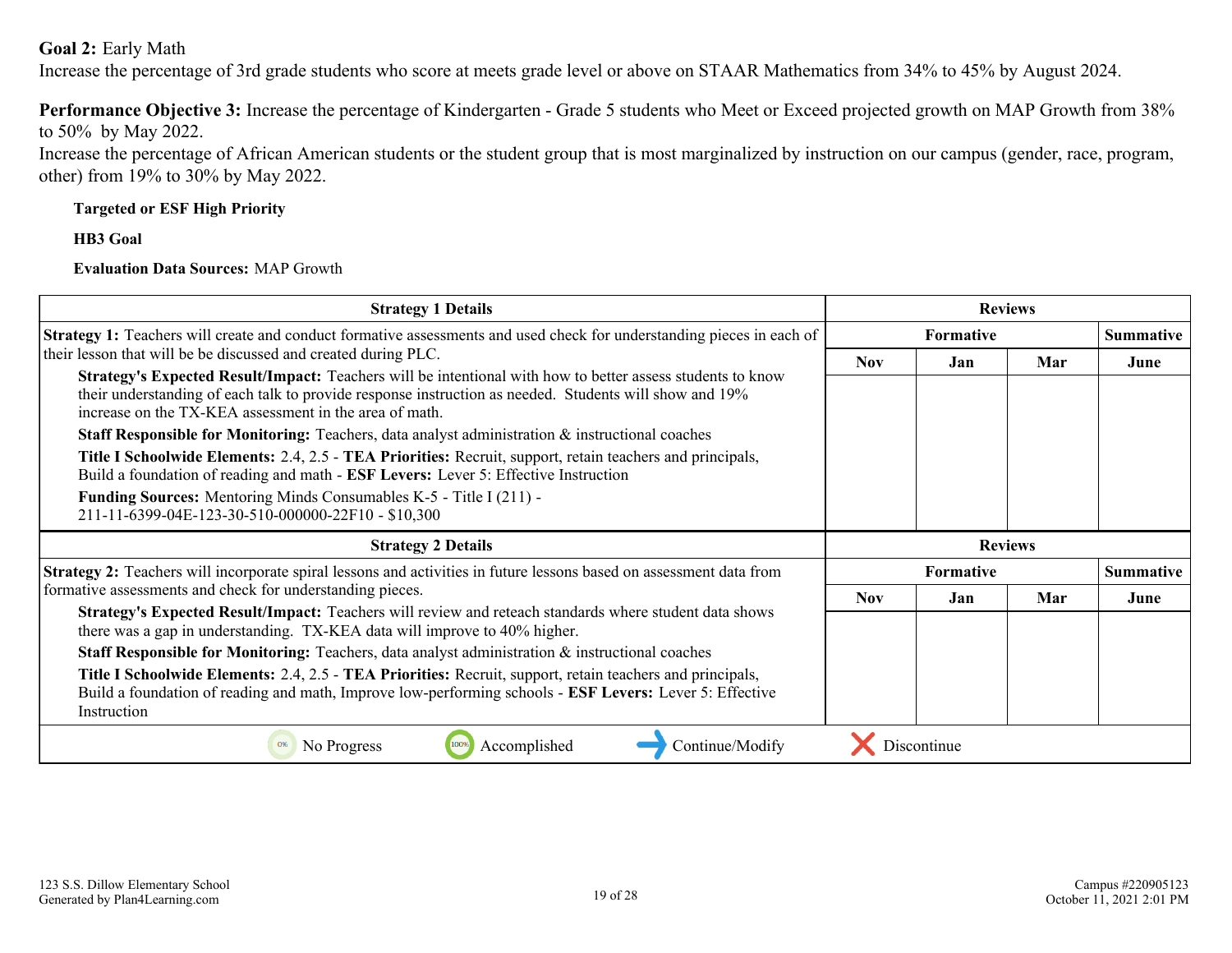**Goal 2:** Early Math
Increase the percentage of 3rd grade students who score at meets grade level or above on STAAR Mathematics from 34% to 45% by August 2024.

**Performance Objective 3:** Increase the percentage of Kindergarten - Grade 5 students who Meet or Exceed projected growth on MAP Growth from 38% to 50% by May 2022.
Increase the percentage of African American students or the student group that is most marginalized by instruction on our campus (gender, race, program, other) from 19% to 30% by May 2022.

**Targeted or ESF High Priority**

**HB3 Goal**

**Evaluation Data Sources:** MAP Growth

| Strategy 1 Details | Reviews | | | |
|---|---|---|---|---|
| | Formative | | | Summative |
| | Nov | Jan | Mar | June |
| **Strategy 1:** Teachers will create and conduct formative assessments and used check for understanding pieces in each of their lesson that will be be discussed and created during PLC.<br>**Strategy's Expected Result/Impact:** Teachers will be intentional with how to better assess students to know their understanding of each talk to provide response instruction as needed. Students will show and 19% increase on the TX-KEA assessment in the area of math.<br>**Staff Responsible for Monitoring:** Teachers, data analyst administration & instructional coaches<br>**Title I Schoolwide Elements:** 2.4, 2.5 - **TEA Priorities:** Recruit, support, retain teachers and principals, Build a foundation of reading and math - **ESF Levers:** Lever 5: Effective Instruction<br>**Funding Sources:** Mentoring Minds Consumables K-5 - Title I (211) - 211-11-6399-04E-123-30-510-000000-22F10 - $10,300 | | | | |

| Strategy 2 Details | Reviews | | | |
|---|---|---|---|---|
| | Formative | | | Summative |
| | Nov | Jan | Mar | June |
| **Strategy 2:** Teachers will incorporate spiral lessons and activities in future lessons based on assessment data from formative assessments and check for understanding pieces.<br>**Strategy's Expected Result/Impact:** Teachers will review and reteach standards where student data shows there was a gap in understanding. TX-KEA data will improve to 40% higher.<br>**Staff Responsible for Monitoring:** Teachers, data analyst administration & instructional coaches<br>**Title I Schoolwide Elements:** 2.4, 2.5 - **TEA Priorities:** Recruit, support, retain teachers and principals, Build a foundation of reading and math, Improve low-performing schools - **ESF Levers:** Lever 5: Effective Instruction | | | | |

No Progress | Accomplished | Continue/Modify | Discontinue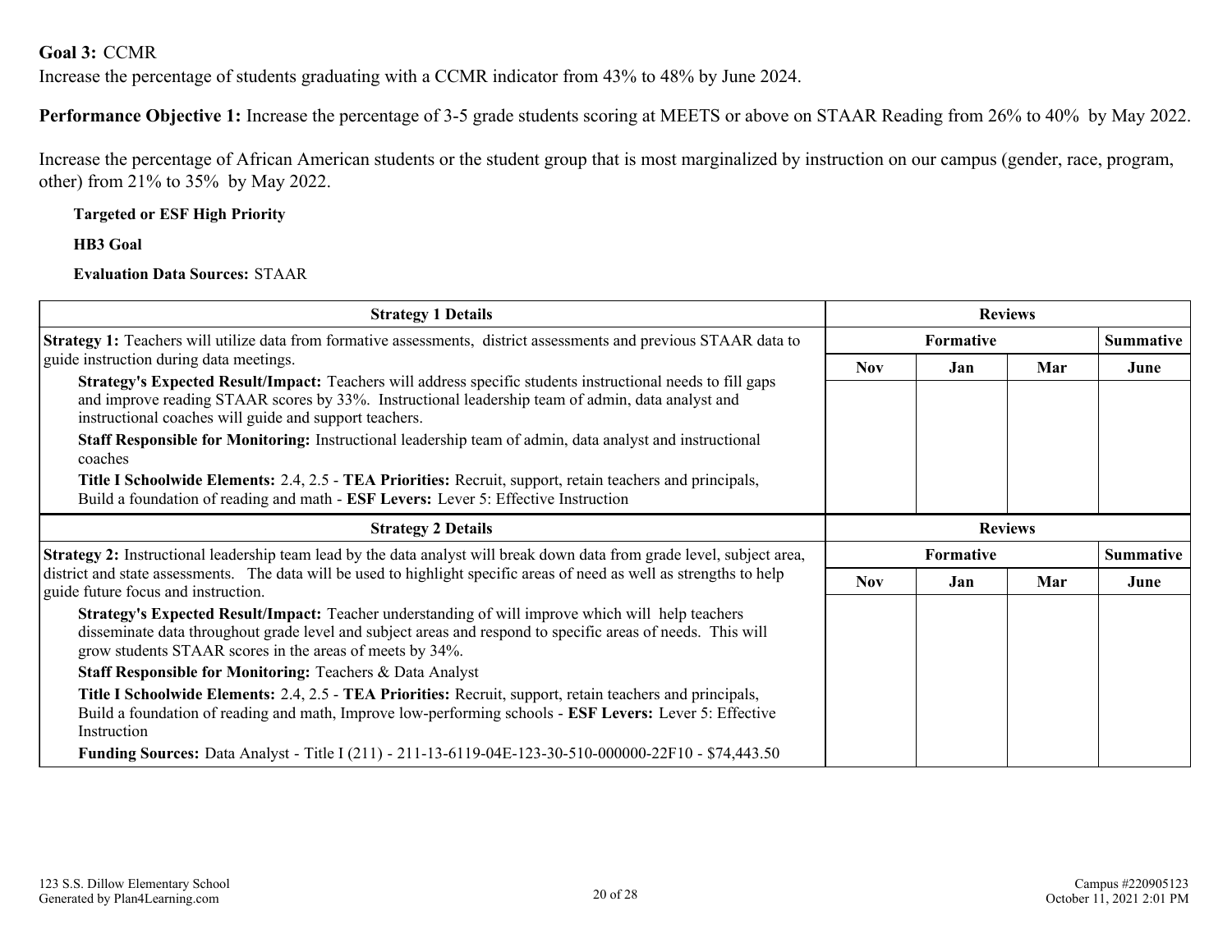**Goal 3:** CCMR

Increase the percentage of students graduating with a CCMR indicator from 43% to 48% by June 2024.

**Performance Objective 1:** Increase the percentage of 3-5 grade students scoring at MEETS or above on STAAR Reading from 26% to 40% by May 2022.

Increase the percentage of African American students or the student group that is most marginalized by instruction on our campus (gender, race, program, other) from 21% to 35% by May 2022.

**Targeted or ESF High Priority**

**HB3 Goal**

**Evaluation Data Sources:** STAAR

| Strategy 1 Details | Reviews | | | |
|---|---|---|---|---|
| | Formative | | | Summative |
| | Nov | Jan | Mar | June |
| **Strategy 1:** Teachers will utilize data from formative assessments, district assessments and previous STAAR data to guide instruction during data meetings.<br>**Strategy's Expected Result/Impact:** Teachers will address specific students instructional needs to fill gaps and improve reading STAAR scores by 33%. Instructional leadership team of admin, data analyst and instructional coaches will guide and support teachers.<br>**Staff Responsible for Monitoring:** Instructional leadership team of admin, data analyst and instructional coaches<br>**Title I Schoolwide Elements:** 2.4, 2.5 - **TEA Priorities:** Recruit, support, retain teachers and principals, Build a foundation of reading and math - **ESF Levers:** Lever 5: Effective Instruction | | | | |

| Strategy 2 Details | Reviews | | | |
|---|---|---|---|---|
| | Formative | | | Summative |
| | Nov | Jan | Mar | June |
| **Strategy 2:** Instructional leadership team lead by the data analyst will break down data from grade level, subject area, district and state assessments. The data will be used to highlight specific areas of need as well as strengths to help guide future focus and instruction.<br>**Strategy's Expected Result/Impact:** Teacher understanding of will improve which will help teachers disseminate data throughout grade level and subject areas and respond to specific areas of needs. This will grow students STAAR scores in the areas of meets by 34%.<br>**Staff Responsible for Monitoring:** Teachers & Data Analyst<br>**Title I Schoolwide Elements:** 2.4, 2.5 - **TEA Priorities:** Recruit, support, retain teachers and principals, Build a foundation of reading and math, Improve low-performing schools - **ESF Levers:** Lever 5: Effective Instruction<br>**Funding Sources:** Data Analyst - Title I (211) - 211-13-6119-04E-123-30-510-000000-22F10 - $74,443.50 | | | | |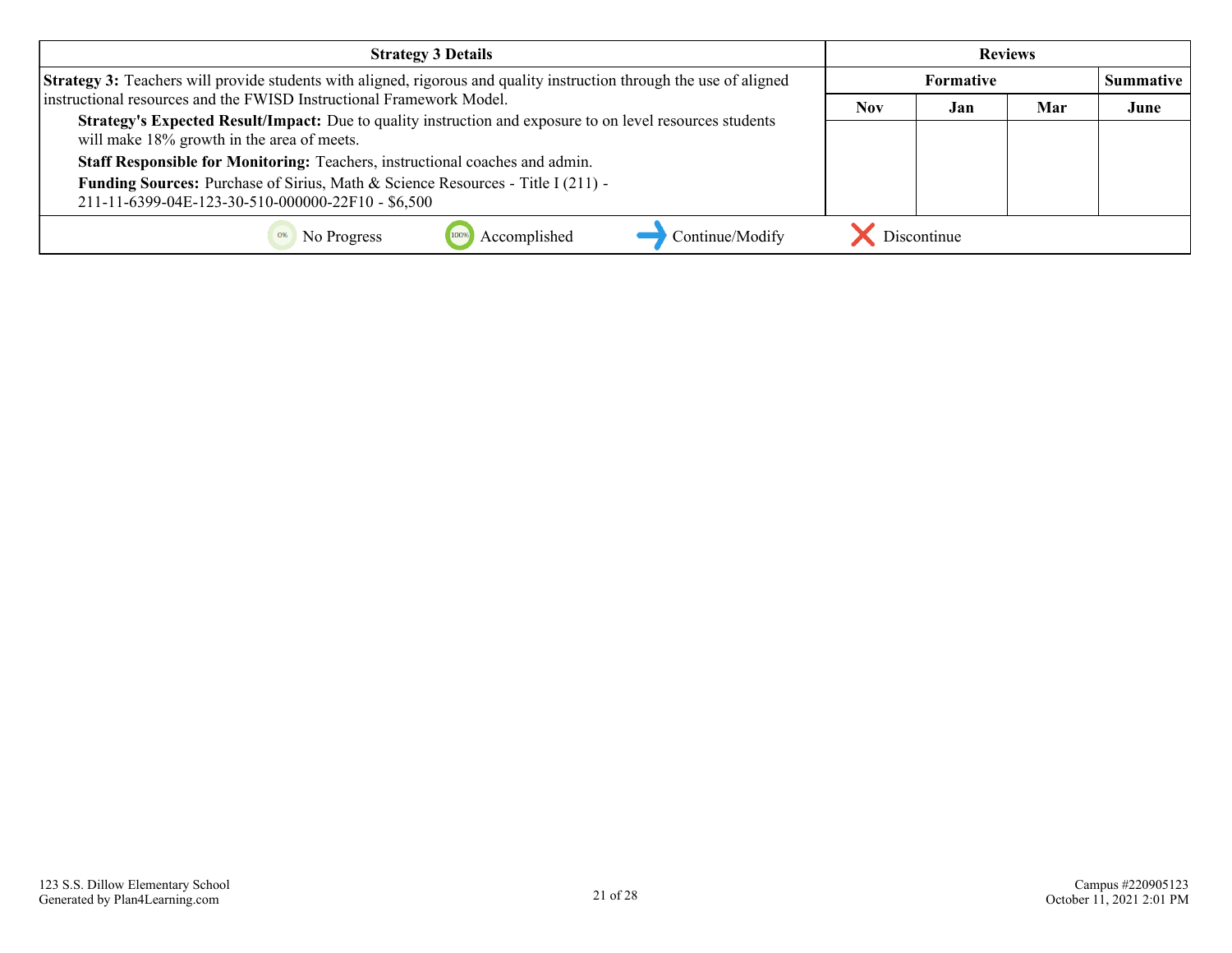| Strategy 3 Details | Reviews | | | |
|---|---|---|---|---|
| | Formative | | | Summative |
| **Strategy 3:** Teachers will provide students with aligned, rigorous and quality instruction through the use of aligned instructional resources and the FWISD Instructional Framework Model.<br>**Strategy's Expected Result/Impact:** Due to quality instruction and exposure to on level resources students will make 18% growth in the area of meets.<br>**Staff Responsible for Monitoring:** Teachers, instructional coaches and admin.<br>**Funding Sources:** Purchase of Sirius, Math & Science Resources - Title I (211) - 211-11-6399-04E-123-30-510-000000-22F10 - $6,500 | Nov | Jan | Mar | June |
| | | | | |

No Progress — Accomplished — Continue/Modify — Discontinue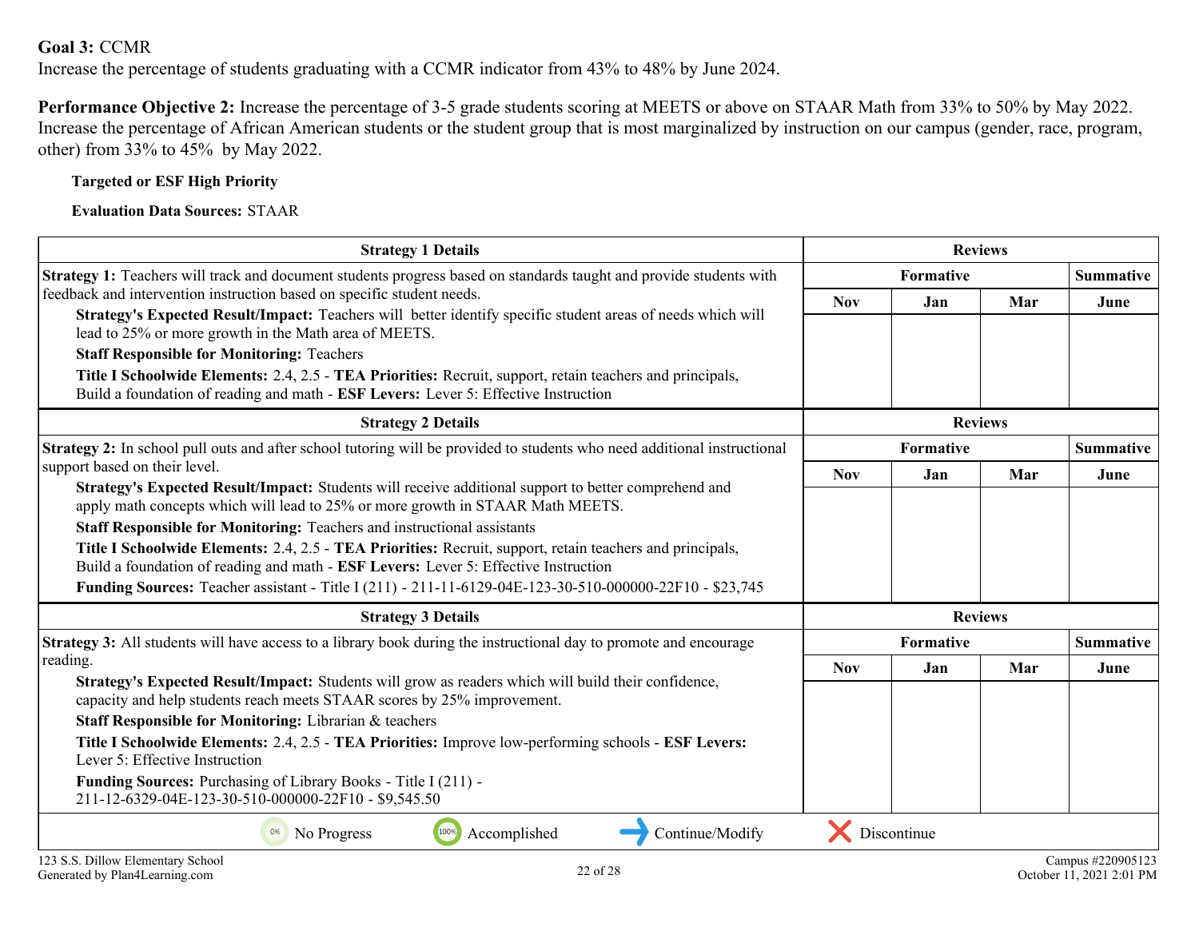**Goal 3:** CCMR
Increase the percentage of students graduating with a CCMR indicator from 43% to 48% by June 2024.

**Performance Objective 2:** Increase the percentage of 3-5 grade students scoring at MEETS or above on STAAR Math from 33% to 50% by May 2022. Increase the percentage of African American students or the student group that is most marginalized by instruction on our campus (gender, race, program, other) from 33% to 45% by May 2022.

**Targeted or ESF High Priority**

**Evaluation Data Sources:** STAAR

| Strategy 1 Details | Reviews | | | |
|---|---|---|---|---|
| | Formative | | | Summative |
| | Nov | Jan | Mar | June |
| **Strategy 1:** Teachers will track and document students progress based on standards taught and provide students with feedback and intervention instruction based on specific student needs.<br>**Strategy's Expected Result/Impact:** Teachers will better identify specific student areas of needs which will lead to 25% or more growth in the Math area of MEETS.<br>**Staff Responsible for Monitoring:** Teachers<br>**Title I Schoolwide Elements:** 2.4, 2.5 - **TEA Priorities:** Recruit, support, retain teachers and principals, Build a foundation of reading and math - **ESF Levers:** Lever 5: Effective Instruction | | | | |

| Strategy 2 Details | Reviews | | | |
|---|---|---|---|---|
| | Formative | | | Summative |
| | Nov | Jan | Mar | June |
| **Strategy 2:** In school pull outs and after school tutoring will be provided to students who need additional instructional support based on their level.<br>**Strategy's Expected Result/Impact:** Students will receive additional support to better comprehend and apply math concepts which will lead to 25% or more growth in STAAR Math MEETS.<br>**Staff Responsible for Monitoring:** Teachers and instructional assistants<br>**Title I Schoolwide Elements:** 2.4, 2.5 - **TEA Priorities:** Recruit, support, retain teachers and principals, Build a foundation of reading and math - **ESF Levers:** Lever 5: Effective Instruction<br>**Funding Sources:** Teacher assistant - Title I (211) - 211-11-6129-04E-123-30-510-000000-22F10 - $23,745 | | | | |

| Strategy 3 Details | Reviews | | | |
|---|---|---|---|---|
| | Formative | | | Summative |
| | Nov | Jan | Mar | June |
| **Strategy 3:** All students will have access to a library book during the instructional day to promote and encourage reading.<br>**Strategy's Expected Result/Impact:** Students will grow as readers which will build their confidence, capacity and help students reach meets STAAR scores by 25% improvement.<br>**Staff Responsible for Monitoring:** Librarian & teachers<br>**Title I Schoolwide Elements:** 2.4, 2.5 - **TEA Priorities:** Improve low-performing schools - **ESF Levers:** Lever 5: Effective Instruction<br>**Funding Sources:** Purchasing of Library Books - Title I (211) - 211-12-6329-04E-123-30-510-000000-22F10 - $9,545.50 | | | | |

0% No Progress | 100% Accomplished | Continue/Modify | Discontinue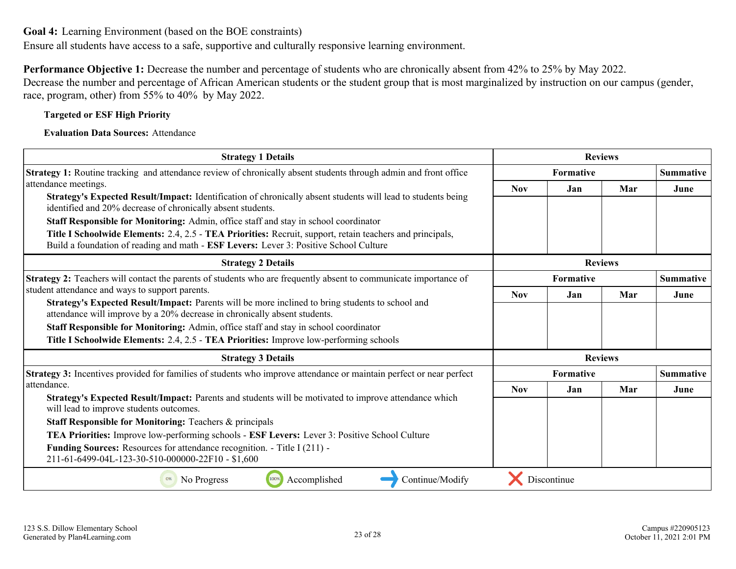**Goal 4:** Learning Environment (based on the BOE constraints)
Ensure all students have access to a safe, supportive and culturally responsive learning environment.

**Performance Objective 1:** Decrease the number and percentage of students who are chronically absent from 42% to 25% by May 2022.
Decrease the number and percentage of African American students or the student group that is most marginalized by instruction on our campus (gender, race, program, other) from 55% to 40% by May 2022.

**Targeted or ESF High Priority**

**Evaluation Data Sources:** Attendance

| Strategy 1 Details | Reviews | | | |
|---|---|---|---|---|
| | Formative | | | Summative |
| **Strategy 1:** Routine tracking and attendance review of chronically absent students through admin and front office attendance meetings.<br>**Strategy's Expected Result/Impact:** Identification of chronically absent students will lead to students being identified and 20% decrease of chronically absent students.<br>**Staff Responsible for Monitoring:** Admin, office staff and stay in school coordinator<br>**Title I Schoolwide Elements:** 2.4, 2.5 - **TEA Priorities:** Recruit, support, retain teachers and principals, Build a foundation of reading and math - **ESF Levers:** Lever 3: Positive School Culture | Nov | Jan | Mar | June |
| | | | | |

| Strategy 2 Details | Reviews | | | |
|---|---|---|---|---|
| | Formative | | | Summative |
| **Strategy 2:** Teachers will contact the parents of students who are frequently absent to communicate importance of student attendance and ways to support parents.<br>**Strategy's Expected Result/Impact:** Parents will be more inclined to bring students to school and attendance will improve by a 20% decrease in chronically absent students.<br>**Staff Responsible for Monitoring:** Admin, office staff and stay in school coordinator<br>**Title I Schoolwide Elements:** 2.4, 2.5 - **TEA Priorities:** Improve low-performing schools | Nov | Jan | Mar | June |
| | | | | |

| Strategy 3 Details | Reviews | | | |
|---|---|---|---|---|
| | Formative | | | Summative |
| **Strategy 3:** Incentives provided for families of students who improve attendance or maintain perfect or near perfect attendance.<br>**Strategy's Expected Result/Impact:** Parents and students will be motivated to improve attendance which will lead to improve students outcomes.<br>**Staff Responsible for Monitoring:** Teachers & principals<br>**TEA Priorities:** Improve low-performing schools - **ESF Levers:** Lever 3: Positive School Culture<br>**Funding Sources:** Resources for attendance recognition. - Title I (211) - 211-61-6499-04L-123-30-510-000000-22F10 - $1,600 | Nov | Jan | Mar | June |
| | | | | |

0% No Progress | 100% Accomplished | Continue/Modify | Discontinue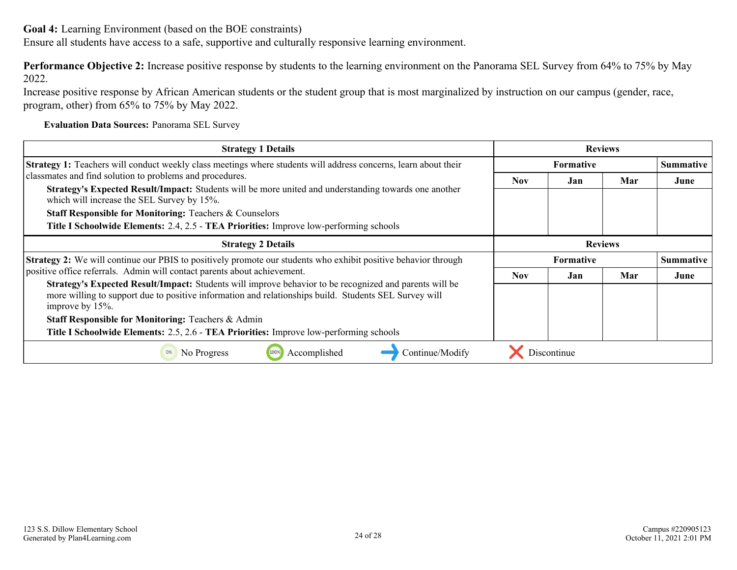**Goal 4:** Learning Environment (based on the BOE constraints)
Ensure all students have access to a safe, supportive and culturally responsive learning environment.

**Performance Objective 2:** Increase positive response by students to the learning environment on the Panorama SEL Survey from 64% to 75% by May 2022.
Increase positive response by African American students or the student group that is most marginalized by instruction on our campus (gender, race, program, other) from 65% to 75% by May 2022.

**Evaluation Data Sources:** Panorama SEL Survey

| Strategy 1 Details | Reviews | | | |
|---|---|---|---|---|
| | Formative | | | Summative |
| | Nov | Jan | Mar | June |
| **Strategy 1:** Teachers will conduct weekly class meetings where students will address concerns, learn about their classmates and find solution to problems and procedures.<br>**Strategy's Expected Result/Impact:** Students will be more united and understanding towards one another which will increase the SEL Survey by 15%.<br>**Staff Responsible for Monitoring:** Teachers & Counselors<br>**Title I Schoolwide Elements:** 2.4, 2.5 - **TEA Priorities:** Improve low-performing schools | | | | |

| Strategy 2 Details | Reviews | | | |
|---|---|---|---|---|
| | Formative | | | Summative |
| | Nov | Jan | Mar | June |
| **Strategy 2:** We will continue our PBIS to positively promote our students who exhibit positive behavior through positive office referrals. Admin will contact parents about achievement.<br>**Strategy's Expected Result/Impact:** Students will improve behavior to be recognized and parents will be more willing to support due to positive information and relationships build. Students SEL Survey will improve by 15%.<br>**Staff Responsible for Monitoring:** Teachers & Admin<br>**Title I Schoolwide Elements:** 2.5, 2.6 - **TEA Priorities:** Improve low-performing schools | | | | |

0% No Progress | 100% Accomplished | Continue/Modify | Discontinue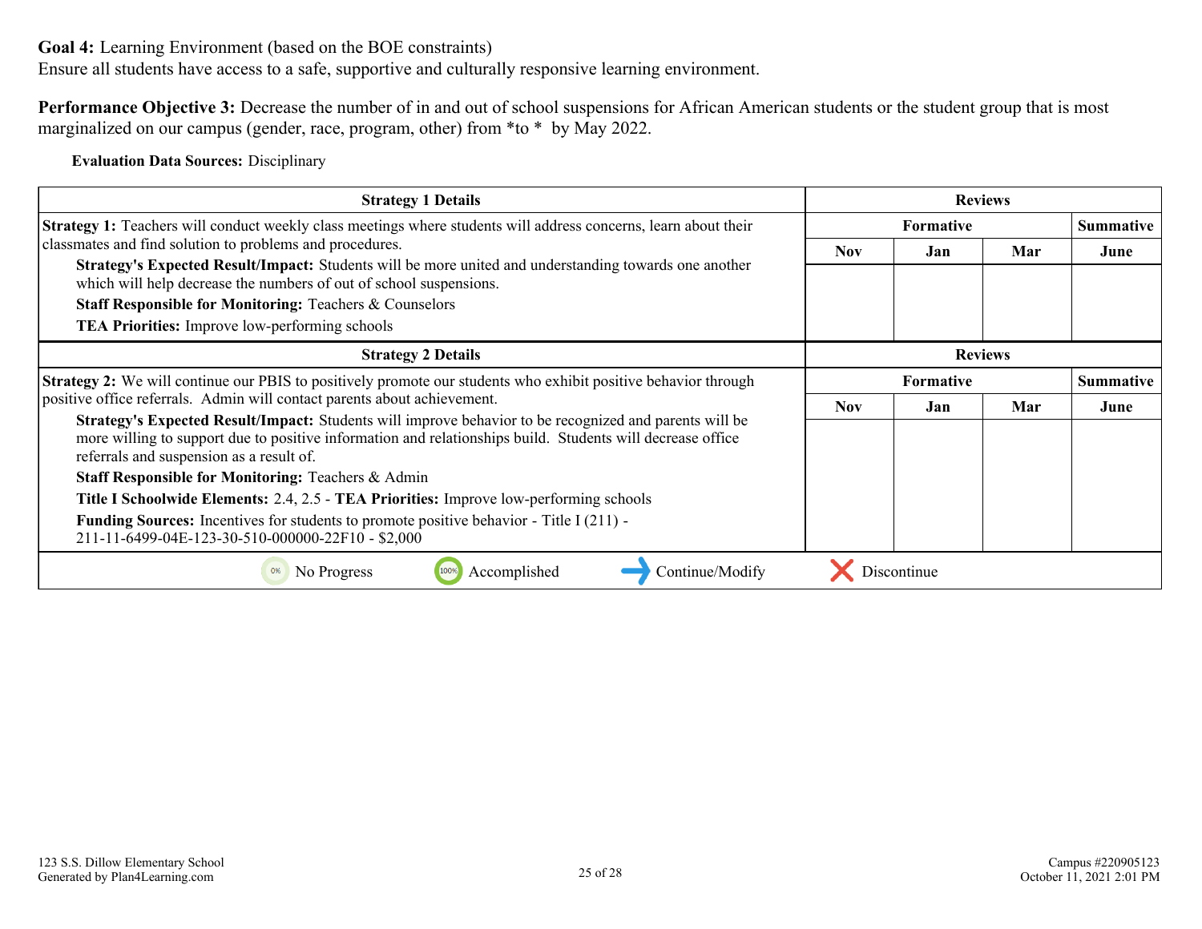**Goal 4:** Learning Environment (based on the BOE constraints)
Ensure all students have access to a safe, supportive and culturally responsive learning environment.

**Performance Objective 3:** Decrease the number of in and out of school suspensions for African American students or the student group that is most marginalized on our campus (gender, race, program, other) from *to * by May 2022.

**Evaluation Data Sources:** Disciplinary

| Strategy 1 Details | Reviews | | | |
|---|---|---|---|---|
| | Formative | | | Summative |
| | Nov | Jan | Mar | June |
| **Strategy 1:** Teachers will conduct weekly class meetings where students will address concerns, learn about their classmates and find solution to problems and procedures.<br>**Strategy's Expected Result/Impact:** Students will be more united and understanding towards one another which will help decrease the numbers of out of school suspensions.<br>**Staff Responsible for Monitoring:** Teachers & Counselors<br>**TEA Priorities:** Improve low-performing schools | | | | |

| Strategy 2 Details | Reviews | | | |
|---|---|---|---|---|
| | Formative | | | Summative |
| | Nov | Jan | Mar | June |
| **Strategy 2:** We will continue our PBIS to positively promote our students who exhibit positive behavior through positive office referrals. Admin will contact parents about achievement.<br>**Strategy's Expected Result/Impact:** Students will improve behavior to be recognized and parents will be more willing to support due to positive information and relationships build. Students will decrease office referrals and suspension as a result of.<br>**Staff Responsible for Monitoring:** Teachers & Admin<br>**Title I Schoolwide Elements:** 2.4, 2.5 - **TEA Priorities:** Improve low-performing schools<br>**Funding Sources:** Incentives for students to promote positive behavior - Title I (211) - 211-11-6499-04E-123-30-510-000000-22F10 - $2,000 | | | | |

0% No Progress | 100% Accomplished | Continue/Modify | Discontinue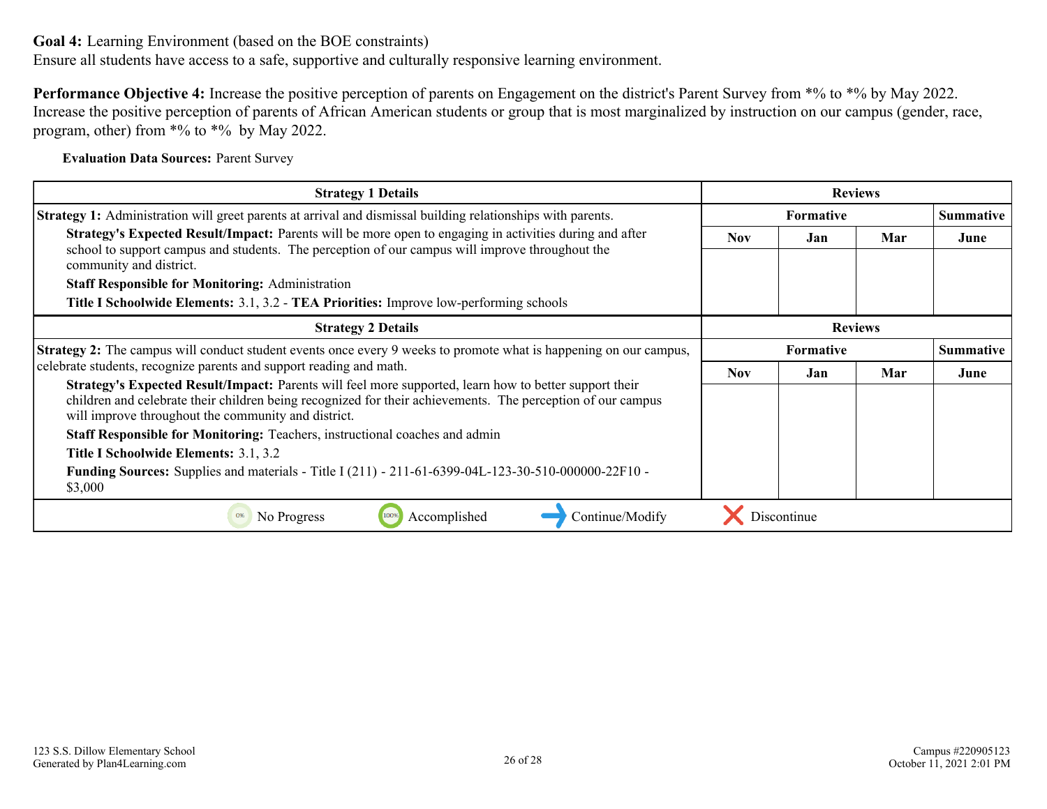**Goal 4:** Learning Environment (based on the BOE constraints)
Ensure all students have access to a safe, supportive and culturally responsive learning environment.

**Performance Objective 4:** Increase the positive perception of parents on Engagement on the district's Parent Survey from *% to *% by May 2022. Increase the positive perception of parents of African American students or group that is most marginalized by instruction on our campus (gender, race, program, other) from *% to *% by May 2022.

**Evaluation Data Sources:** Parent Survey

| Strategy 1 Details | Reviews | | | |
|---|---|---|---|---|
| | Formative | | | Summative |
| | Nov | Jan | Mar | June |
| **Strategy 1:** Administration will greet parents at arrival and dismissal building relationships with parents.<br>**Strategy's Expected Result/Impact:** Parents will be more open to engaging in activities during and after school to support campus and students. The perception of our campus will improve throughout the community and district.<br>**Staff Responsible for Monitoring:** Administration<br>**Title I Schoolwide Elements:** 3.1, 3.2 - **TEA Priorities:** Improve low-performing schools | | | | |

| Strategy 2 Details | Reviews | | | |
|---|---|---|---|---|
| | Formative | | | Summative |
| | Nov | Jan | Mar | June |
| **Strategy 2:** The campus will conduct student events once every 9 weeks to promote what is happening on our campus, celebrate students, recognize parents and support reading and math.<br>**Strategy's Expected Result/Impact:** Parents will feel more supported, learn how to better support their children and celebrate their children being recognized for their achievements. The perception of our campus will improve throughout the community and district.<br>**Staff Responsible for Monitoring:** Teachers, instructional coaches and admin<br>**Title I Schoolwide Elements:** 3.1, 3.2<br>**Funding Sources:** Supplies and materials - Title I (211) - 211-61-6399-04L-123-30-510-000000-22F10 - $3,000 | | | | |

0% No Progress | 100% Accomplished | Continue/Modify | Discontinue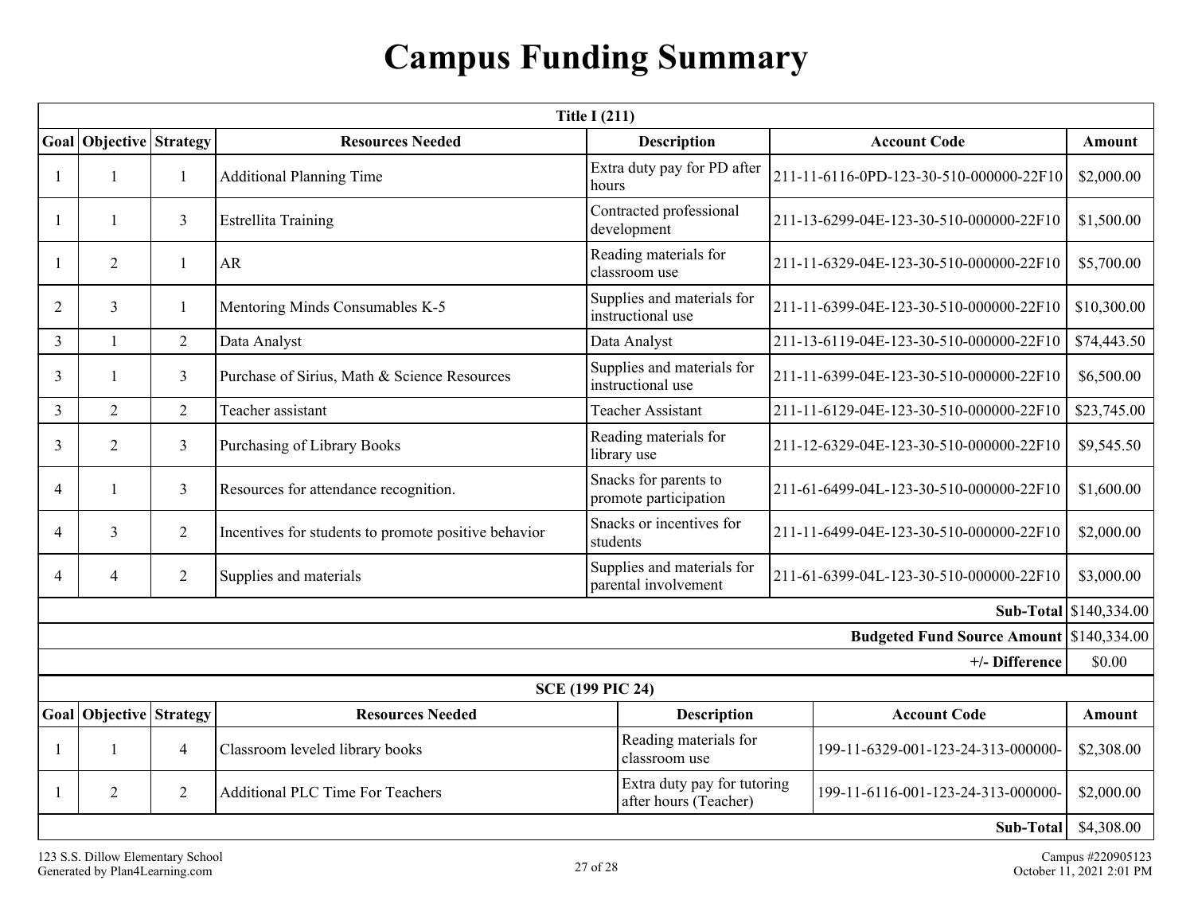# Campus Funding Summary

| Title I (211) | | | | | | |
|---|---|---|---|---|---|---|
| **Goal** | **Objective** | **Strategy** | **Resources Needed** | **Description** | **Account Code** | **Amount** |
| 1 | 1 | 1 | Additional Planning Time | Extra duty pay for PD after hours | 211-11-6116-0PD-123-30-510-000000-22F10 | $2,000.00 |
| 1 | 1 | 3 | Estrellita Training | Contracted professional development | 211-13-6299-04E-123-30-510-000000-22F10 | $1,500.00 |
| 1 | 2 | 1 | AR | Reading materials for classroom use | 211-11-6329-04E-123-30-510-000000-22F10 | $5,700.00 |
| 2 | 3 | 1 | Mentoring Minds Consumables K-5 | Supplies and materials for instructional use | 211-11-6399-04E-123-30-510-000000-22F10 | $10,300.00 |
| 3 | 1 | 2 | Data Analyst | Data Analyst | 211-13-6119-04E-123-30-510-000000-22F10 | $74,443.50 |
| 3 | 1 | 3 | Purchase of Sirius, Math & Science Resources | Supplies and materials for instructional use | 211-11-6399-04E-123-30-510-000000-22F10 | $6,500.00 |
| 3 | 2 | 2 | Teacher assistant | Teacher Assistant | 211-11-6129-04E-123-30-510-000000-22F10 | $23,745.00 |
| 3 | 2 | 3 | Purchasing of Library Books | Reading materials for library use | 211-12-6329-04E-123-30-510-000000-22F10 | $9,545.50 |
| 4 | 1 | 3 | Resources for attendance recognition. | Snacks for parents to promote participation | 211-61-6499-04L-123-30-510-000000-22F10 | $1,600.00 |
| 4 | 3 | 2 | Incentives for students to promote positive behavior | Snacks or incentives for students | 211-11-6499-04E-123-30-510-000000-22F10 | $2,000.00 |
| 4 | 4 | 2 | Supplies and materials | Supplies and materials for parental involvement | 211-61-6399-04L-123-30-510-000000-22F10 | $3,000.00 |
| | | | | | **Sub-Total** | $140,334.00 |
| | | | | | **Budgeted Fund Source Amount** | $140,334.00 |
| | | | | | **+/- Difference** | $0.00 |

| SCE (199 PIC 24) | | | | | | |
|---|---|---|---|---|---|---|
| **Goal** | **Objective** | **Strategy** | **Resources Needed** | **Description** | **Account Code** | **Amount** |
| 1 | 1 | 4 | Classroom leveled library books | Reading materials for classroom use | 199-11-6329-001-123-24-313-000000- | $2,308.00 |
| 1 | 2 | 2 | Additional PLC Time For Teachers | Extra duty pay for tutoring after hours (Teacher) | 199-11-6116-001-123-24-313-000000- | $2,000.00 |
| | | | | | **Sub-Total** | $4,308.00 |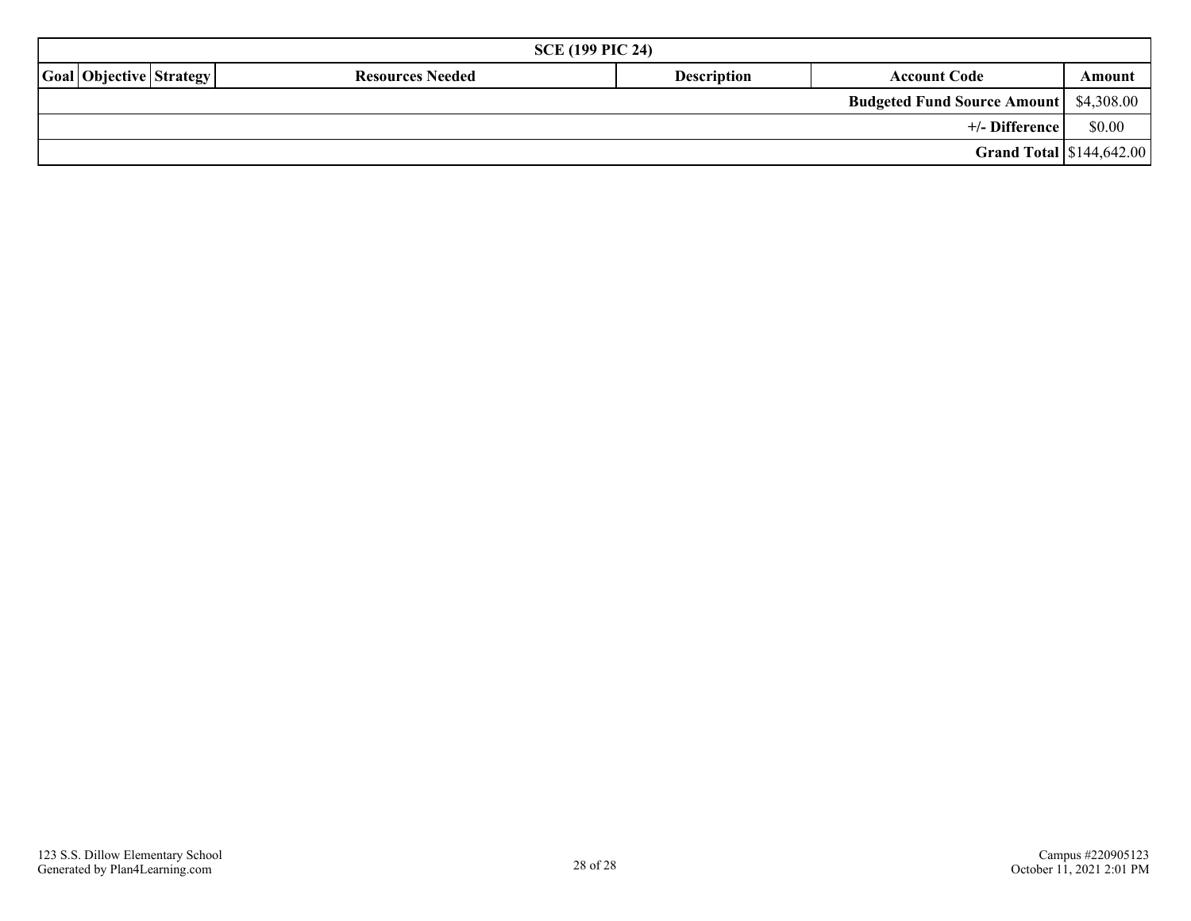| SCE (199 PIC 24) | | | | | | |
|---|---|---|---|---|---|---|
| Goal | Objective | Strategy | Resources Needed | Description | Account Code | Amount |
| | | | | | Budgeted Fund Source Amount | $4,308.00 |
| | | | | | +/- Difference | $0.00 |
| | | | | | Grand Total | $144,642.00 |